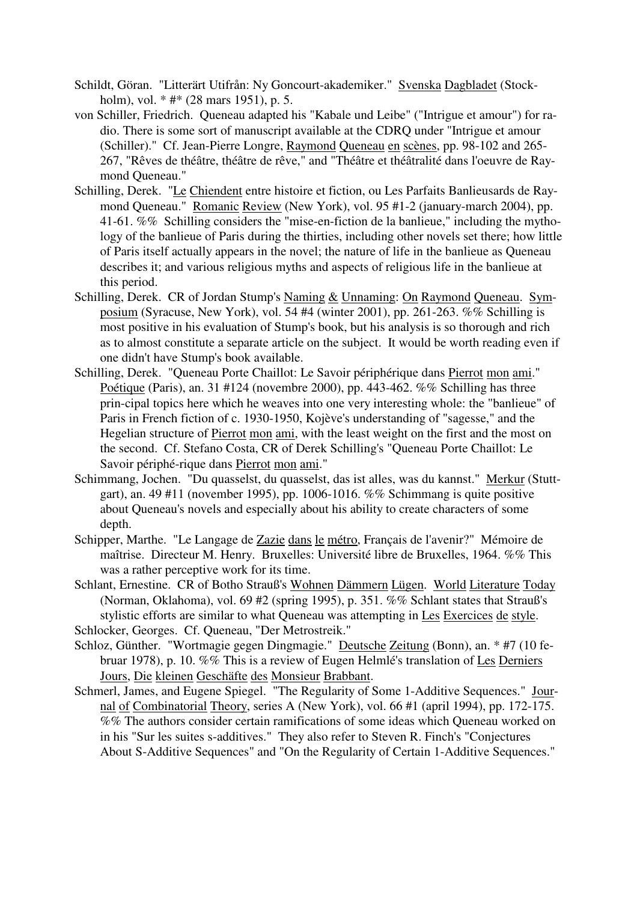Schildt, Göran. "Litterärt Utifrån: Ny Goncourt-akademiker." Svenska Dagbladet (Stockholm), vol. * #* (28 mars 1951), p. 5.

von Schiller, Friedrich. Queneau adapted his "Kabale und Leibe" ("Intrigue et amour") for radio. There is some sort of manuscript available at the CDRQ under "Intrigue et amour (Schiller)." Cf. Jean-Pierre Longre, Raymond Queneau en scènes, pp. 98-102 and 265-267, "Rêves de théâtre, théâtre de rêve," and "Théâtre et théâtralité dans l'oeuvre de Raymond Queneau."

Schilling, Derek. "Le Chiendent entre histoire et fiction, ou Les Parfaits Banlieusards de Raymond Queneau." Romanic Review (New York), vol. 95 #1-2 (january-march 2004), pp. 41-61. %% Schilling considers the "mise-en-fiction de la banlieue," including the mythology of the banlieue of Paris during the thirties, including other novels set there; how little of Paris itself actually appears in the novel; the nature of life in the banlieue as Queneau describes it; and various religious myths and aspects of religious life in the banlieue at this period.

Schilling, Derek. CR of Jordan Stump's Naming & Unnaming: On Raymond Queneau. Symposium (Syracuse, New York), vol. 54 #4 (winter 2001), pp. 261-263. %% Schilling is most positive in his evaluation of Stump's book, but his analysis is so thorough and rich as to almost constitute a separate article on the subject. It would be worth reading even if one didn't have Stump's book available.

Schilling, Derek. "Queneau Porte Chaillot: Le Savoir périphérique dans Pierrot mon ami." Poétique (Paris), an. 31 #124 (novembre 2000), pp. 443-462. %% Schilling has three prin-cipal topics here which he weaves into one very interesting whole: the "banlieue" of Paris in French fiction of c. 1930-1950, Kojève's understanding of "sagesse," and the Hegelian structure of Pierrot mon ami, with the least weight on the first and the most on the second. Cf. Stefano Costa, CR of Derek Schilling's "Queneau Porte Chaillot: Le Savoir périphé-rique dans Pierrot mon ami."

Schimmang, Jochen. "Du quasselst, du quasselst, das ist alles, was du kannst." Merkur (Stuttgart), an. 49 #11 (november 1995), pp. 1006-1016. %% Schimmang is quite positive about Queneau's novels and especially about his ability to create characters of some depth.

Schipper, Marthe. "Le Langage de Zazie dans le métro, Français de l'avenir?" Mémoire de maîtrise. Directeur M. Henry. Bruxelles: Université libre de Bruxelles, 1964. %% This was a rather perceptive work for its time.

Schlant, Ernestine. CR of Botho Strauß's Wohnen Dämmern Lügen. World Literature Today (Norman, Oklahoma), vol. 69 #2 (spring 1995), p. 351. %% Schlant states that Strauß's stylistic efforts are similar to what Queneau was attempting in Les Exercices de style.

Schlocker, Georges. Cf. Queneau, "Der Metrostreik."

Schloz, Günther. "Wortmagie gegen Dingmagie." Deutsche Zeitung (Bonn), an. * #7 (10 februar 1978), p. 10. %% This is a review of Eugen Helmlé's translation of Les Derniers Jours, Die kleinen Geschäfte des Monsieur Brabbant.

Schmerl, James, and Eugene Spiegel. "The Regularity of Some 1-Additive Sequences." Journal of Combinatorial Theory, series A (New York), vol. 66 #1 (april 1994), pp. 172-175. %% The authors consider certain ramifications of some ideas which Queneau worked on in his "Sur les suites s-additives." They also refer to Steven R. Finch's "Conjectures About S-Additive Sequences" and "On the Regularity of Certain 1-Additive Sequences."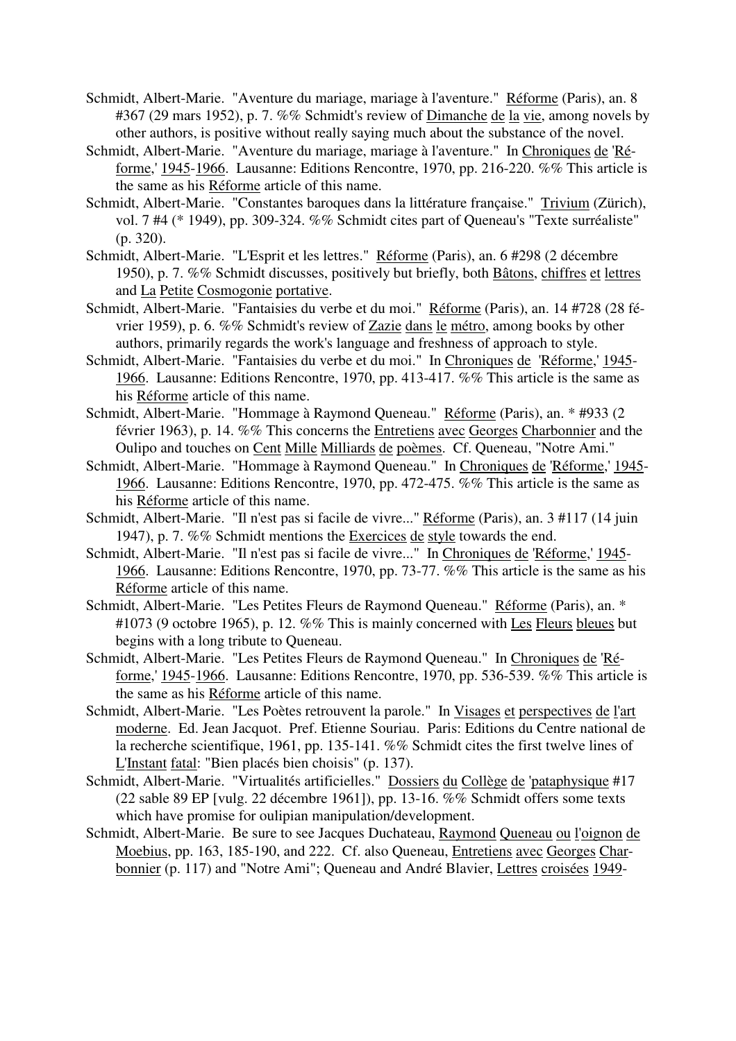Schmidt, Albert-Marie. "Aventure du mariage, mariage à l'aventure." Réforme (Paris), an. 8 #367 (29 mars 1952), p. 7. %% Schmidt's review of Dimanche de la vie, among novels by other authors, is positive without really saying much about the substance of the novel.

Schmidt, Albert-Marie. "Aventure du mariage, mariage à l'aventure." In Chroniques de 'Réforme,' 1945-1966. Lausanne: Editions Rencontre, 1970, pp. 216-220. %% This article is the same as his Réforme article of this name.

Schmidt, Albert-Marie. "Constantes baroques dans la littérature française." Trivium (Zürich), vol. 7 #4 (* 1949), pp. 309-324. %% Schmidt cites part of Queneau's "Texte surréaliste" (p. 320).

Schmidt, Albert-Marie. "L'Esprit et les lettres." Réforme (Paris), an. 6 #298 (2 décembre 1950), p. 7. %% Schmidt discusses, positively but briefly, both Bâtons, chiffres et lettres and La Petite Cosmogonie portative.

Schmidt, Albert-Marie. "Fantaisies du verbe et du moi." Réforme (Paris), an. 14 #728 (28 février 1959), p. 6. %% Schmidt's review of Zazie dans le métro, among books by other authors, primarily regards the work's language and freshness of approach to style.

Schmidt, Albert-Marie. "Fantaisies du verbe et du moi." In Chroniques de 'Réforme,' 1945-1966. Lausanne: Editions Rencontre, 1970, pp. 413-417. %% This article is the same as his Réforme article of this name.

Schmidt, Albert-Marie. "Hommage à Raymond Queneau." Réforme (Paris), an. * #933 (2 février 1963), p. 14. %% This concerns the Entretiens avec Georges Charbonnier and the Oulipo and touches on Cent Mille Milliards de poèmes. Cf. Queneau, "Notre Ami."

Schmidt, Albert-Marie. "Hommage à Raymond Queneau." In Chroniques de 'Réforme,' 1945-1966. Lausanne: Editions Rencontre, 1970, pp. 472-475. %% This article is the same as his Réforme article of this name.

Schmidt, Albert-Marie. "Il n'est pas si facile de vivre..." Réforme (Paris), an. 3 #117 (14 juin 1947), p. 7. %% Schmidt mentions the Exercices de style towards the end.

Schmidt, Albert-Marie. "Il n'est pas si facile de vivre..." In Chroniques de 'Réforme,' 1945-1966. Lausanne: Editions Rencontre, 1970, pp. 73-77. %% This article is the same as his Réforme article of this name.

Schmidt, Albert-Marie. "Les Petites Fleurs de Raymond Queneau." Réforme (Paris), an. * #1073 (9 octobre 1965), p. 12. %% This is mainly concerned with Les Fleurs bleues but begins with a long tribute to Queneau.

Schmidt, Albert-Marie. "Les Petites Fleurs de Raymond Queneau." In Chroniques de 'Réforme,' 1945-1966. Lausanne: Editions Rencontre, 1970, pp. 536-539. %% This article is the same as his Réforme article of this name.

Schmidt, Albert-Marie. "Les Poètes retrouvent la parole." In Visages et perspectives de l'art moderne. Ed. Jean Jacquot. Pref. Etienne Souriau. Paris: Editions du Centre national de la recherche scientifique, 1961, pp. 135-141. %% Schmidt cites the first twelve lines of L'Instant fatal: "Bien placés bien choisis" (p. 137).

Schmidt, Albert-Marie. "Virtualités artificielles." Dossiers du Collège de 'pataphysique #17 (22 sable 89 EP [vulg. 22 décembre 1961]), pp. 13-16. %% Schmidt offers some texts which have promise for oulipian manipulation/development.

Schmidt, Albert-Marie. Be sure to see Jacques Duchateau, Raymond Queneau ou l'oignon de Moebius, pp. 163, 185-190, and 222. Cf. also Queneau, Entretiens avec Georges Charbonnier (p. 117) and "Notre Ami"; Queneau and André Blavier, Lettres croisées 1949-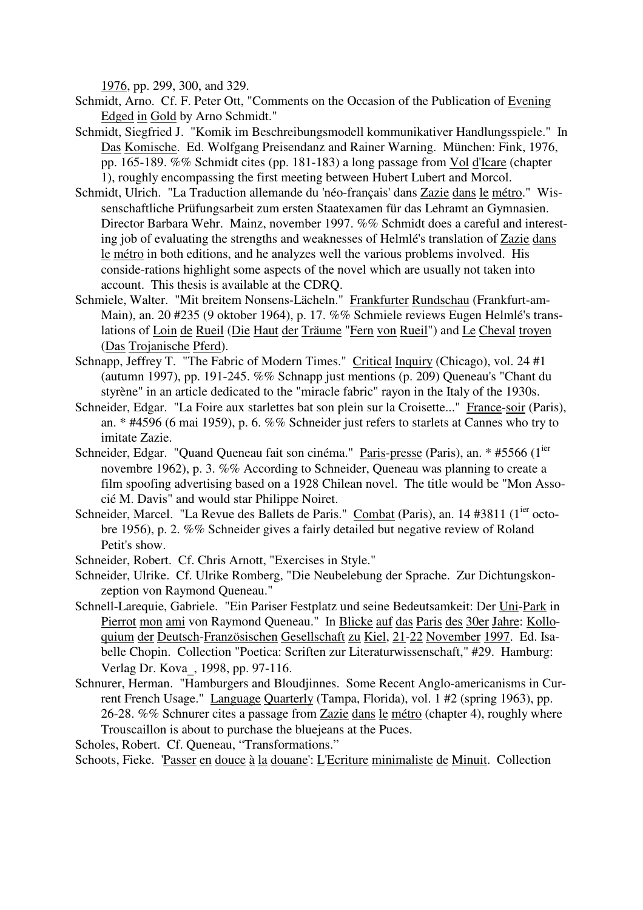1976, pp. 299, 300, and 329.

Schmidt, Arno. Cf. F. Peter Ott, "Comments on the Occasion of the Publication of Evening Edged in Gold by Arno Schmidt."

Schmidt, Siegfried J. "Komik im Beschreibungsmodell kommunikativer Handlungsspiele." In Das Komische. Ed. Wolfgang Preisendanz and Rainer Warning. München: Fink, 1976, pp. 165-189. %% Schmidt cites (pp. 181-183) a long passage from Vol d'Icare (chapter 1), roughly encompassing the first meeting between Hubert Lubert and Morcol.

Schmidt, Ulrich. "La Traduction allemande du 'néo-français' dans Zazie dans le métro." Wissenschaftliche Prüfungsarbeit zum ersten Staatexamen für das Lehramt an Gymnasien. Director Barbara Wehr. Mainz, november 1997. %% Schmidt does a careful and interesting job of evaluating the strengths and weaknesses of Helmlé's translation of Zazie dans le métro in both editions, and he analyzes well the various problems involved. His conside-rations highlight some aspects of the novel which are usually not taken into account. This thesis is available at the CDRQ.

Schmiele, Walter. "Mit breitem Nonsens-Lächeln." Frankfurter Rundschau (Frankfurt-am-Main), an. 20 #235 (9 oktober 1964), p. 17. %% Schmiele reviews Eugen Helmlé's translations of Loin de Rueil (Die Haut der Träume "Fern von Rueil") and Le Cheval troyen (Das Trojanische Pferd).

Schnapp, Jeffrey T. "The Fabric of Modern Times." Critical Inquiry (Chicago), vol. 24 #1 (autumn 1997), pp. 191-245. %% Schnapp just mentions (p. 209) Queneau's "Chant du styrène" in an article dedicated to the "miracle fabric" rayon in the Italy of the 1930s.

Schneider, Edgar. "La Foire aux starlettes bat son plein sur la Croisette..." France-soir (Paris), an. * #4596 (6 mai 1959), p. 6. %% Schneider just refers to starlets at Cannes who try to imitate Zazie.

Schneider, Edgar. "Quand Queneau fait son cinéma." Paris-presse (Paris), an. * #5566 (1ier novembre 1962), p. 3. %% According to Schneider, Queneau was planning to create a film spoofing advertising based on a 1928 Chilean novel. The title would be "Mon Associé M. Davis" and would star Philippe Noiret.

Schneider, Marcel. "La Revue des Ballets de Paris." Combat (Paris), an. 14 #3811 (1ier octobre 1956), p. 2. %% Schneider gives a fairly detailed but negative review of Roland Petit's show.

Schneider, Robert. Cf. Chris Arnott, "Exercises in Style."

Schneider, Ulrike. Cf. Ulrike Romberg, "Die Neubelebung der Sprache. Zur Dichtungskonzeption von Raymond Queneau."

Schnell-Larequie, Gabriele. "Ein Pariser Festplatz und seine Bedeutsamkeit: Der Uni-Park in Pierrot mon ami von Raymond Queneau." In Blicke auf das Paris des 30er Jahre: Kolloquium der Deutsch-Französischen Gesellschaft zu Kiel, 21-22 November 1997. Ed. Isabelle Chopin. Collection "Poetica: Scriften zur Literaturwissenschaft," #29. Hamburg: Verlag Dr. Kova_, 1998, pp. 97-116.

Schnurer, Herman. "Hamburgers and Bloudjinnes. Some Recent Anglo-americanisms in Current French Usage." Language Quarterly (Tampa, Florida), vol. 1 #2 (spring 1963), pp. 26-28. %% Schnurer cites a passage from Zazie dans le métro (chapter 4), roughly where Trouscaillon is about to purchase the bluejeans at the Puces.

Scholes, Robert. Cf. Queneau, "Transformations."

Schoots, Fieke. 'Passer en douce à la douane': L'Ecriture minimaliste de Minuit. Collection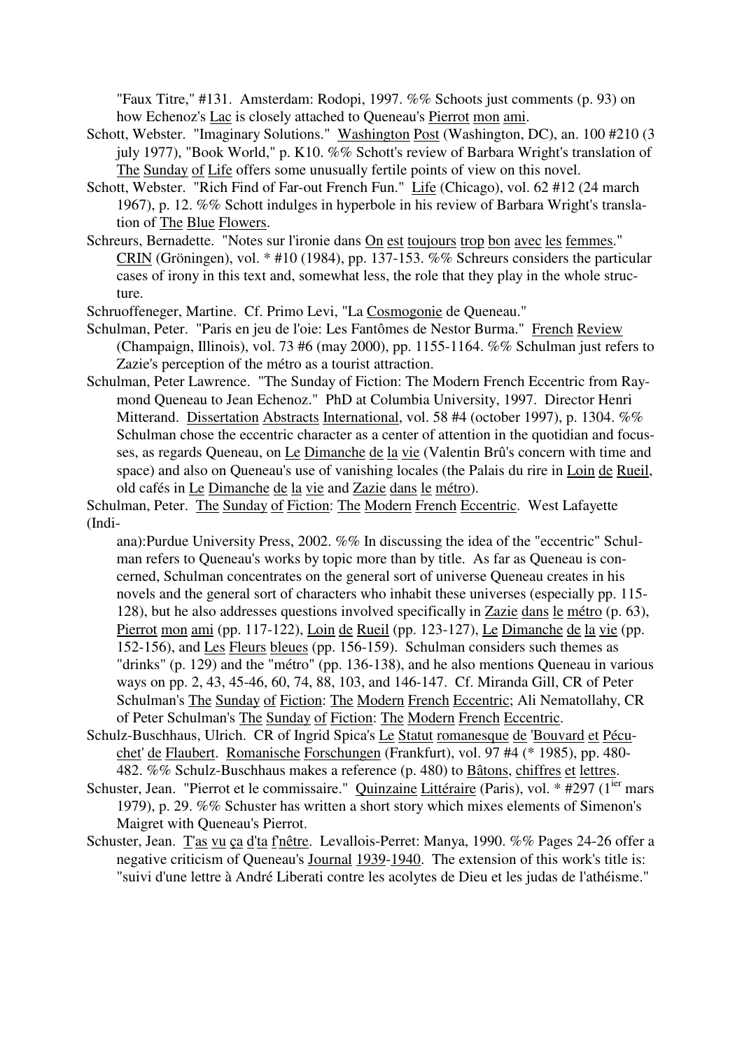"Faux Titre," #131. Amsterdam: Rodopi, 1997. %% Schoots just comments (p. 93) on how Echenoz's Lac is closely attached to Queneau's Pierrot mon ami.

Schott, Webster. "Imaginary Solutions." Washington Post (Washington, DC), an. 100 #210 (3 july 1977), "Book World," p. K10. %% Schott's review of Barbara Wright's translation of The Sunday of Life offers some unusually fertile points of view on this novel.

Schott, Webster. "Rich Find of Far-out French Fun." Life (Chicago), vol. 62 #12 (24 march 1967), p. 12. %% Schott indulges in hyperbole in his review of Barbara Wright's translation of The Blue Flowers.

Schreurs, Bernadette. "Notes sur l'ironie dans On est toujours trop bon avec les femmes." CRIN (Gröningen), vol. * #10 (1984), pp. 137-153. %% Schreurs considers the particular cases of irony in this text and, somewhat less, the role that they play in the whole structure.

Schruoffeneger, Martine. Cf. Primo Levi, "La Cosmogonie de Queneau."

Schulman, Peter. "Paris en jeu de l'oie: Les Fantômes de Nestor Burma." French Review (Champaign, Illinois), vol. 73 #6 (may 2000), pp. 1155-1164. %% Schulman just refers to Zazie's perception of the métro as a tourist attraction.

Schulman, Peter Lawrence. "The Sunday of Fiction: The Modern French Eccentric from Raymond Queneau to Jean Echenoz." PhD at Columbia University, 1997. Director Henri Mitterand. Dissertation Abstracts International, vol. 58 #4 (october 1997), p. 1304. %% Schulman chose the eccentric character as a center of attention in the quotidian and focusses, as regards Queneau, on Le Dimanche de la vie (Valentin Brû's concern with time and space) and also on Queneau's use of vanishing locales (the Palais du rire in Loin de Rueil, old cafés in Le Dimanche de la vie and Zazie dans le métro).

Schulman, Peter. The Sunday of Fiction: The Modern French Eccentric. West Lafayette (Indiana):Purdue University Press, 2002. %% In discussing the idea of the "eccentric" Schulman refers to Queneau's works by topic more than by title. As far as Queneau is concerned, Schulman concentrates on the general sort of universe Queneau creates in his novels and the general sort of characters who inhabit these universes (especially pp. 115-128), but he also addresses questions involved specifically in Zazie dans le métro (p. 63), Pierrot mon ami (pp. 117-122), Loin de Rueil (pp. 123-127), Le Dimanche de la vie (pp. 152-156), and Les Fleurs bleues (pp. 156-159). Schulman considers such themes as "drinks" (p. 129) and the "métro" (pp. 136-138), and he also mentions Queneau in various ways on pp. 2, 43, 45-46, 60, 74, 88, 103, and 146-147. Cf. Miranda Gill, CR of Peter Schulman's The Sunday of Fiction: The Modern French Eccentric; Ali Nematollahy, CR of Peter Schulman's The Sunday of Fiction: The Modern French Eccentric.

Schulz-Buschhaus, Ulrich. CR of Ingrid Spica's Le Statut romanesque de 'Bouvard et Pécuchet' de Flaubert. Romanische Forschungen (Frankfurt), vol. 97 #4 (* 1985), pp. 480-482. %% Schulz-Buschhaus makes a reference (p. 480) to Bâtons, chiffres et lettres.

Schuster, Jean. "Pierrot et le commissaire." Quinzaine Littéraire (Paris), vol. * #297 (1ier mars 1979), p. 29. %% Schuster has written a short story which mixes elements of Simenon's Maigret with Queneau's Pierrot.

Schuster, Jean. T'as vu ça d'ta f'nêtre. Levallois-Perret: Manya, 1990. %% Pages 24-26 offer a negative criticism of Queneau's Journal 1939-1940. The extension of this work's title is: "suivi d'une lettre à André Liberati contre les acolytes de Dieu et les judas de l'athéisme."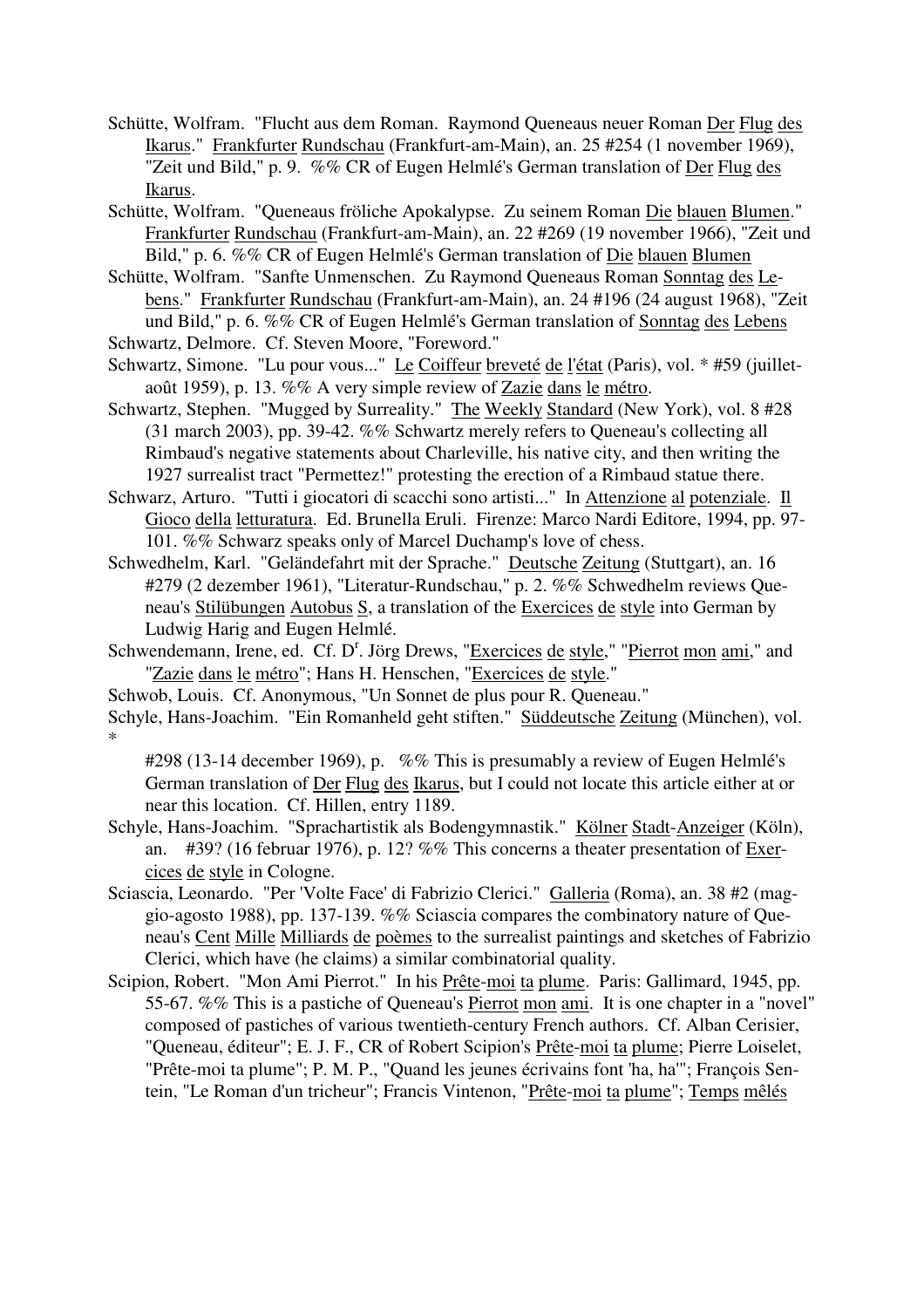Schütte, Wolfram. "Flucht aus dem Roman. Raymond Queneaus neuer Roman Der Flug des Ikarus." Frankfurter Rundschau (Frankfurt-am-Main), an. 25 #254 (1 november 1969), "Zeit und Bild," p. 9. %% CR of Eugen Helmlé's German translation of Der Flug des Ikarus.

Schütte, Wolfram. "Queneaus fröliche Apokalypse. Zu seinem Roman Die blauen Blumen." Frankfurter Rundschau (Frankfurt-am-Main), an. 22 #269 (19 november 1966), "Zeit und Bild," p. 6. %% CR of Eugen Helmlé's German translation of Die blauen Blumen

Schütte, Wolfram. "Sanfte Unmenschen. Zu Raymond Queneaus Roman Sonntag des Lebens." Frankfurter Rundschau (Frankfurt-am-Main), an. 24 #196 (24 august 1968), "Zeit und Bild," p. 6. %% CR of Eugen Helmlé's German translation of Sonntag des Lebens

Schwartz, Delmore. Cf. Steven Moore, "Foreword."

Schwartz, Simone. "Lu pour vous..." Le Coiffeur breveté de l'état (Paris), vol. * #59 (juillet-août 1959), p. 13. %% A very simple review of Zazie dans le métro.

Schwartz, Stephen. "Mugged by Surreality." The Weekly Standard (New York), vol. 8 #28 (31 march 2003), pp. 39-42. %% Schwartz merely refers to Queneau's collecting all Rimbaud's negative statements about Charleville, his native city, and then writing the 1927 surrealist tract "Permettez!" protesting the erection of a Rimbaud statue there.

Schwarz, Arturo. "Tutti i giocatori di scacchi sono artisti..." In Attenzione al potenziale. Il Gioco della letturatura. Ed. Brunella Eruli. Firenze: Marco Nardi Editore, 1994, pp. 97-101. %% Schwarz speaks only of Marcel Duchamp's love of chess.

Schwedhelm, Karl. "Geländefahrt mit der Sprache." Deutsche Zeitung (Stuttgart), an. 16 #279 (2 dezember 1961), "Literatur-Rundschau," p. 2. %% Schwedhelm reviews Queneau's Stilübungen Autobus S, a translation of the Exercices de style into German by Ludwig Harig and Eugen Helmlé.

Schwendemann, Irene, ed. Cf. D[r]. Jörg Drews, "Exercices de style," "Pierrot mon ami," and "Zazie dans le métro"; Hans H. Henschen, "Exercices de style."

Schwob, Louis. Cf. Anonymous, "Un Sonnet de plus pour R. Queneau."

Schyle, Hans-Joachim. "Ein Romanheld geht stiften." Süddeutsche Zeitung (München), vol. * #298 (13-14 december 1969), p. %% This is presumably a review of Eugen Helmlé's German translation of Der Flug des Ikarus, but I could not locate this article either at or near this location. Cf. Hillen, entry 1189.

Schyle, Hans-Joachim. "Sprachartistik als Bodengymnastik." Kölner Stadt-Anzeiger (Köln), an. #39? (16 februar 1976), p. 12? %% This concerns a theater presentation of Exercices de style in Cologne.

Sciascia, Leonardo. "Per 'Volte Face' di Fabrizio Clerici." Galleria (Roma), an. 38 #2 (maggio-agosto 1988), pp. 137-139. %% Sciascia compares the combinatory nature of Queneau's Cent Mille Milliards de poèmes to the surrealist paintings and sketches of Fabrizio Clerici, which have (he claims) a similar combinatorial quality.

Scipion, Robert. "Mon Ami Pierrot." In his Prête-moi ta plume. Paris: Gallimard, 1945, pp. 55-67. %% This is a pastiche of Queneau's Pierrot mon ami. It is one chapter in a "novel" composed of pastiches of various twentieth-century French authors. Cf. Alban Cerisier, "Queneau, éditeur"; E. J. F., CR of Robert Scipion's Prête-moi ta plume; Pierre Loiselet, "Prête-moi ta plume"; P. M. P., "Quand les jeunes écrivains font 'ha, ha'"; François Sentein, "Le Roman d'un tricheur"; Francis Vintenon, "Prête-moi ta plume"; Temps mêlés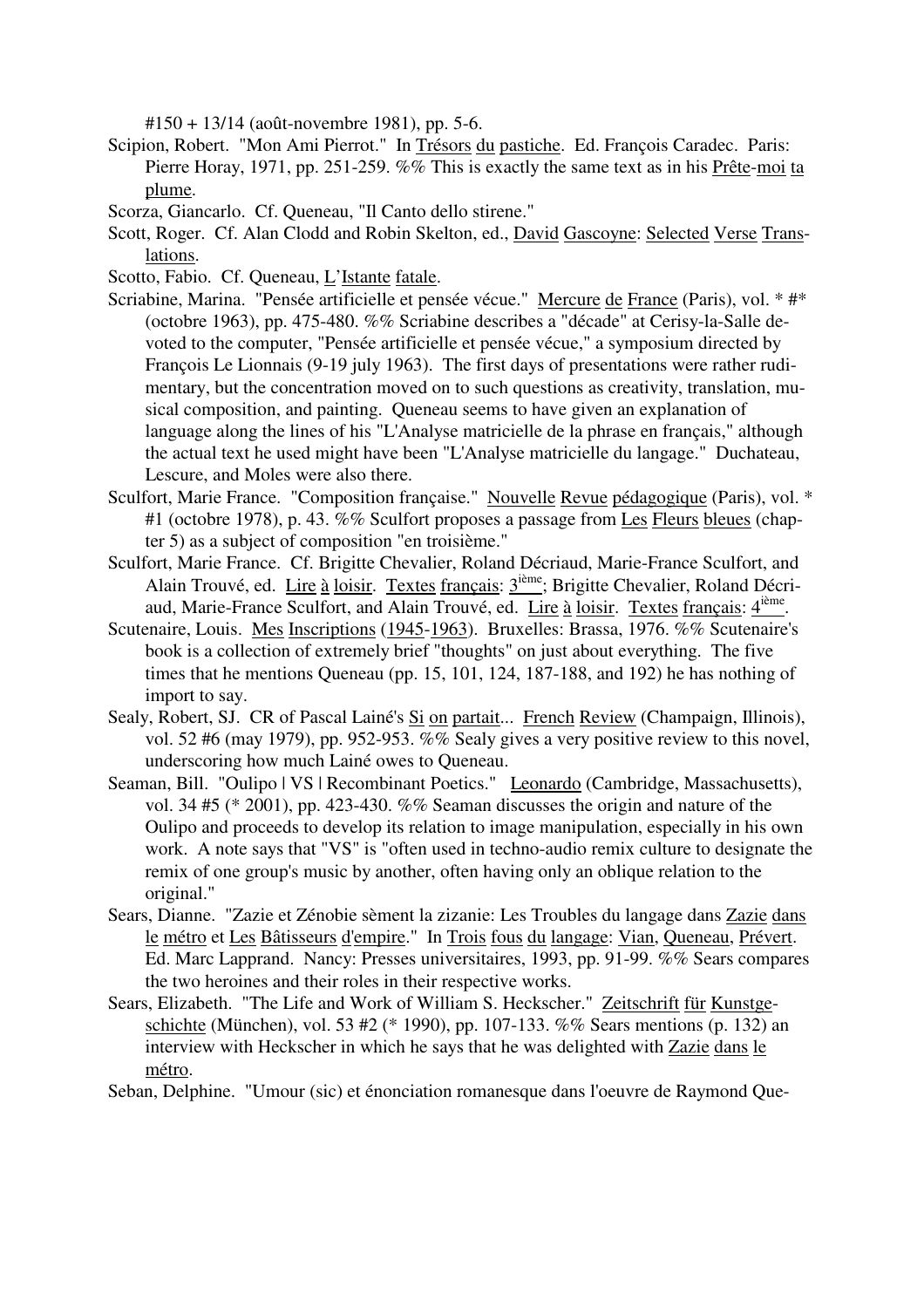#150 + 13/14 (août-novembre 1981), pp. 5-6.

Scipion, Robert. "Mon Ami Pierrot." In Trésors du pastiche. Ed. François Caradec. Paris: Pierre Horay, 1971, pp. 251-259. %% This is exactly the same text as in his Prête-moi ta plume.

Scorza, Giancarlo. Cf. Queneau, "Il Canto dello stirene."

Scott, Roger. Cf. Alan Clodd and Robin Skelton, ed., David Gascoyne: Selected Verse Translations.

Scotto, Fabio. Cf. Queneau, L'Istante fatale.

Scriabine, Marina. "Pensée artificielle et pensée vécue." Mercure de France (Paris), vol. * #* (octobre 1963), pp. 475-480. %% Scriabine describes a "décade" at Cerisy-la-Salle devoted to the computer, "Pensée artificielle et pensée vécue," a symposium directed by François Le Lionnais (9-19 july 1963). The first days of presentations were rather rudimentary, but the concentration moved on to such questions as creativity, translation, musical composition, and painting. Queneau seems to have given an explanation of language along the lines of his "L'Analyse matricielle de la phrase en français," although the actual text he used might have been "L'Analyse matricielle du langage." Duchateau, Lescure, and Moles were also there.

Sculfort, Marie France. "Composition française." Nouvelle Revue pédagogique (Paris), vol. * #1 (octobre 1978), p. 43. %% Sculfort proposes a passage from Les Fleurs bleues (chapter 5) as a subject of composition "en troisième."

Sculfort, Marie France. Cf. Brigitte Chevalier, Roland Décriaud, Marie-France Sculfort, and Alain Trouvé, ed. Lire à loisir. Textes français: 3[ième]; Brigitte Chevalier, Roland Décriaud, Marie-France Sculfort, and Alain Trouvé, ed. Lire à loisir. Textes français: 4[ième].

Scutenaire, Louis. Mes Inscriptions (1945-1963). Bruxelles: Brassa, 1976. %% Scutenaire's book is a collection of extremely brief "thoughts" on just about everything. The five times that he mentions Queneau (pp. 15, 101, 124, 187-188, and 192) he has nothing of import to say.

Sealy, Robert, SJ. CR of Pascal Lainé's Si on partait... French Review (Champaign, Illinois), vol. 52 #6 (may 1979), pp. 952-953. %% Sealy gives a very positive review to this novel, underscoring how much Lainé owes to Queneau.

Seaman, Bill. "Oulipo | VS | Recombinant Poetics." Leonardo (Cambridge, Massachusetts), vol. 34 #5 (* 2001), pp. 423-430. %% Seaman discusses the origin and nature of the Oulipo and proceeds to develop its relation to image manipulation, especially in his own work. A note says that "VS" is "often used in techno-audio remix culture to designate the remix of one group's music by another, often having only an oblique relation to the original."

Sears, Dianne. "Zazie et Zénobie sèment la zizanie: Les Troubles du langage dans Zazie dans le métro et Les Bâtisseurs d'empire." In Trois fous du langage: Vian, Queneau, Prévert. Ed. Marc Lapprand. Nancy: Presses universitaires, 1993, pp. 91-99. %% Sears compares the two heroines and their roles in their respective works.

Sears, Elizabeth. "The Life and Work of William S. Heckscher." Zeitschrift für Kunstgeschichte (München), vol. 53 #2 (* 1990), pp. 107-133. %% Sears mentions (p. 132) an interview with Heckscher in which he says that he was delighted with Zazie dans le métro.

Seban, Delphine. "Umour (sic) et énonciation romanesque dans l'oeuvre de Raymond Que-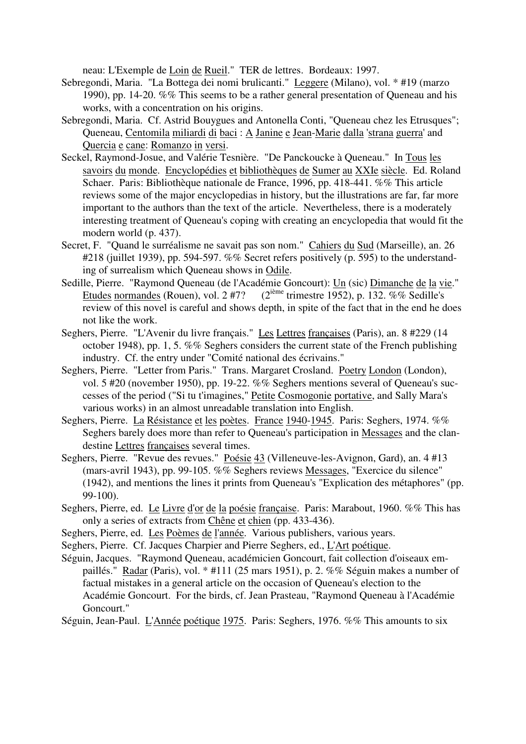neau: L'Exemple de Loin de Rueil." TER de lettres. Bordeaux: 1997.

Sebregondi, Maria. "La Bottega dei nomi brulicanti." Leggere (Milano), vol. * #19 (marzo 1990), pp. 14-20. %% This seems to be a rather general presentation of Queneau and his works, with a concentration on his origins.

Sebregondi, Maria. Cf. Astrid Bouygues and Antonella Conti, "Queneau chez les Etrusques"; Queneau, Centomila miliardi di baci : A Janine e Jean-Marie dalla 'strana guerra' and Quercia e cane: Romanzo in versi.

Seckel, Raymond-Josue, and Valérie Tesnière. "De Panckoucke à Queneau." In Tous les savoirs du monde. Encyclopédies et bibliothèques de Sumer au XXIe siècle. Ed. Roland Schaer. Paris: Bibliothèque nationale de France, 1996, pp. 418-441. %% This article reviews some of the major encyclopedias in history, but the illustrations are far, far more important to the authors than the text of the article. Nevertheless, there is a moderately interesting treatment of Queneau's coping with creating an encyclopedia that would fit the modern world (p. 437).

Secret, F. "Quand le surréalisme ne savait pas son nom." Cahiers du Sud (Marseille), an. 26 #218 (juillet 1939), pp. 594-597. %% Secret refers positively (p. 595) to the understanding of surrealism which Queneau shows in Odile.

Sedille, Pierre. "Raymond Queneau (de l'Académie Goncourt): Un (sic) Dimanche de la vie." Etudes normandes (Rouen), vol. 2 #7? (2ième trimestre 1952), p. 132. %% Sedille's review of this novel is careful and shows depth, in spite of the fact that in the end he does not like the work.

Seghers, Pierre. "L'Avenir du livre français." Les Lettres françaises (Paris), an. 8 #229 (14 october 1948), pp. 1, 5. %% Seghers considers the current state of the French publishing industry. Cf. the entry under "Comité national des écrivains."

Seghers, Pierre. "Letter from Paris." Trans. Margaret Crosland. Poetry London (London), vol. 5 #20 (november 1950), pp. 19-22. %% Seghers mentions several of Queneau's successes of the period ("Si tu t'imagines," Petite Cosmogonie portative, and Sally Mara's various works) in an almost unreadable translation into English.

Seghers, Pierre. La Résistance et les poètes. France 1940-1945. Paris: Seghers, 1974. %% Seghers barely does more than refer to Queneau's participation in Messages and the clandestine Lettres françaises several times.

Seghers, Pierre. "Revue des revues." Poésie 43 (Villeneuve-les-Avignon, Gard), an. 4 #13 (mars-avril 1943), pp. 99-105. %% Seghers reviews Messages, "Exercice du silence" (1942), and mentions the lines it prints from Queneau's "Explication des métaphores" (pp. 99-100).

Seghers, Pierre, ed. Le Livre d'or de la poésie française. Paris: Marabout, 1960. %% This has only a series of extracts from Chêne et chien (pp. 433-436).

Seghers, Pierre, ed. Les Poèmes de l'année. Various publishers, various years.

Seghers, Pierre. Cf. Jacques Charpier and Pierre Seghers, ed., L'Art poétique.

Séguin, Jacques. "Raymond Queneau, académicien Goncourt, fait collection d'oiseaux empaillés." Radar (Paris), vol. * #111 (25 mars 1951), p. 2. %% Séguin makes a number of factual mistakes in a general article on the occasion of Queneau's election to the Académie Goncourt. For the birds, cf. Jean Prasteau, "Raymond Queneau à l'Académie Goncourt."

Séguin, Jean-Paul. L'Année poétique 1975. Paris: Seghers, 1976. %% This amounts to six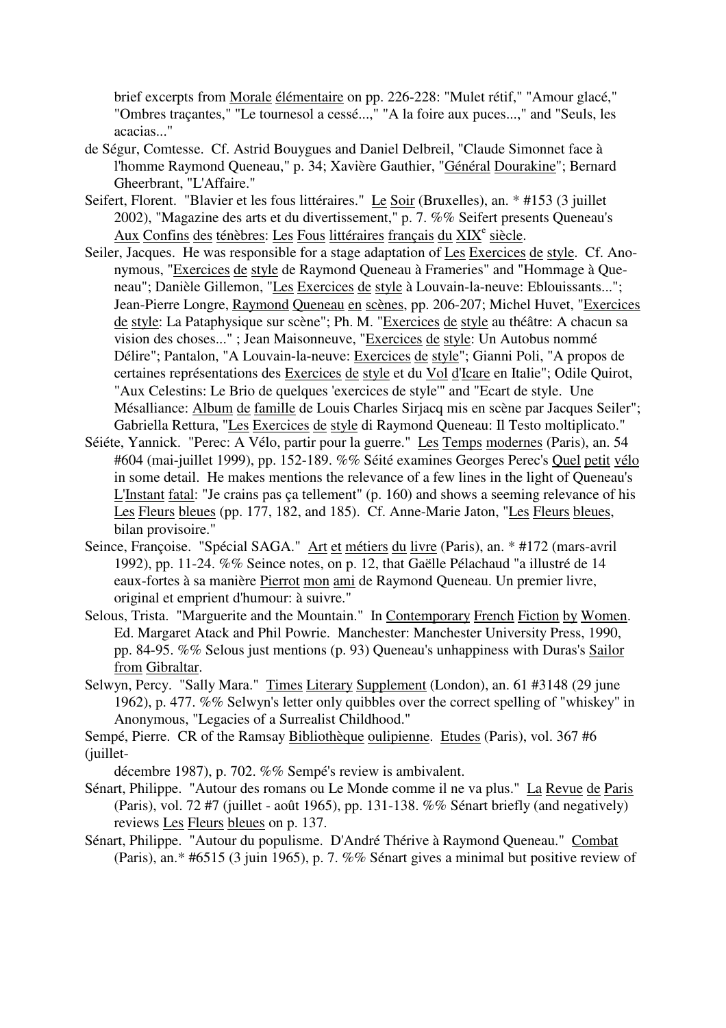brief excerpts from Morale élémentaire on pp. 226-228: "Mulet rétif," "Amour glacé," "Ombres traçantes," "Le tournesol a cessé...," "A la foire aux puces...," and "Seuls, les acacias..."

de Ségur, Comtesse. Cf. Astrid Bouygues and Daniel Delbreil, "Claude Simonnet face à l'homme Raymond Queneau," p. 34; Xavière Gauthier, "Général Dourakine"; Bernard Gheerbrant, "L'Affaire."

Seifert, Florent. "Blavier et les fous littéraires." Le Soir (Bruxelles), an. * #153 (3 juillet 2002), "Magazine des arts et du divertissement," p. 7. %% Seifert presents Queneau's Aux Confins des ténèbres: Les Fous littéraires français du XIX[e] siècle.

Seiler, Jacques. He was responsible for a stage adaptation of Les Exercices de style. Cf. Anonymous, "Exercices de style de Raymond Queneau à Frameries" and "Hommage à Queneau"; Danièle Gillemon, "Les Exercices de style à Louvain-la-neuve: Eblouissants..."; Jean-Pierre Longre, Raymond Queneau en scènes, pp. 206-207; Michel Huvet, "Exercices de style: La Pataphysique sur scène"; Ph. M. "Exercices de style au théâtre: A chacun sa vision des choses..." ; Jean Maisonneuve, "Exercices de style: Un Autobus nommé Délire"; Pantalon, "A Louvain-la-neuve: Exercices de style"; Gianni Poli, "A propos de certaines représentations des Exercices de style et du Vol d'Icare en Italie"; Odile Quirot, "Aux Celestins: Le Brio de quelques 'exercices de style'" and "Ecart de style. Une Mésalliance: Album de famille de Louis Charles Sirjacq mis en scène par Jacques Seiler"; Gabriella Rettura, "Les Exercices de style di Raymond Queneau: Il Testo moltiplicato."

Séiéte, Yannick. "Perec: A Vélo, partir pour la guerre." Les Temps modernes (Paris), an. 54 #604 (mai-juillet 1999), pp. 152-189. %% Séité examines Georges Perec's Quel petit vélo in some detail. He makes mentions the relevance of a few lines in the light of Queneau's L'Instant fatal: "Je crains pas ça tellement" (p. 160) and shows a seeming relevance of his Les Fleurs bleues (pp. 177, 182, and 185). Cf. Anne-Marie Jaton, "Les Fleurs bleues, bilan provisoire."

Seince, Françoise. "Spécial SAGA." Art et métiers du livre (Paris), an. * #172 (mars-avril 1992), pp. 11-24. %% Seince notes, on p. 12, that Gaëlle Pélachaud "a illustré de 14 eaux-fortes à sa manière Pierrot mon ami de Raymond Queneau. Un premier livre, original et emprient d'humour: à suivre."

Selous, Trista. "Marguerite and the Mountain." In Contemporary French Fiction by Women. Ed. Margaret Atack and Phil Powrie. Manchester: Manchester University Press, 1990, pp. 84-95. %% Selous just mentions (p. 93) Queneau's unhappiness with Duras's Sailor from Gibraltar.

Selwyn, Percy. "Sally Mara." Times Literary Supplement (London), an. 61 #3148 (29 june 1962), p. 477. %% Selwyn's letter only quibbles over the correct spelling of "whiskey" in Anonymous, "Legacies of a Surrealist Childhood."

Sempé, Pierre. CR of the Ramsay Bibliothèque oulipienne. Etudes (Paris), vol. 367 #6 (juillet-décembre 1987), p. 702. %% Sempé's review is ambivalent.

Sénart, Philippe. "Autour des romans ou Le Monde comme il ne va plus." La Revue de Paris (Paris), vol. 72 #7 (juillet - août 1965), pp. 131-138. %% Sénart briefly (and negatively) reviews Les Fleurs bleues on p. 137.

Sénart, Philippe. "Autour du populisme. D'André Thérive à Raymond Queneau." Combat (Paris), an.* #6515 (3 juin 1965), p. 7. %% Sénart gives a minimal but positive review of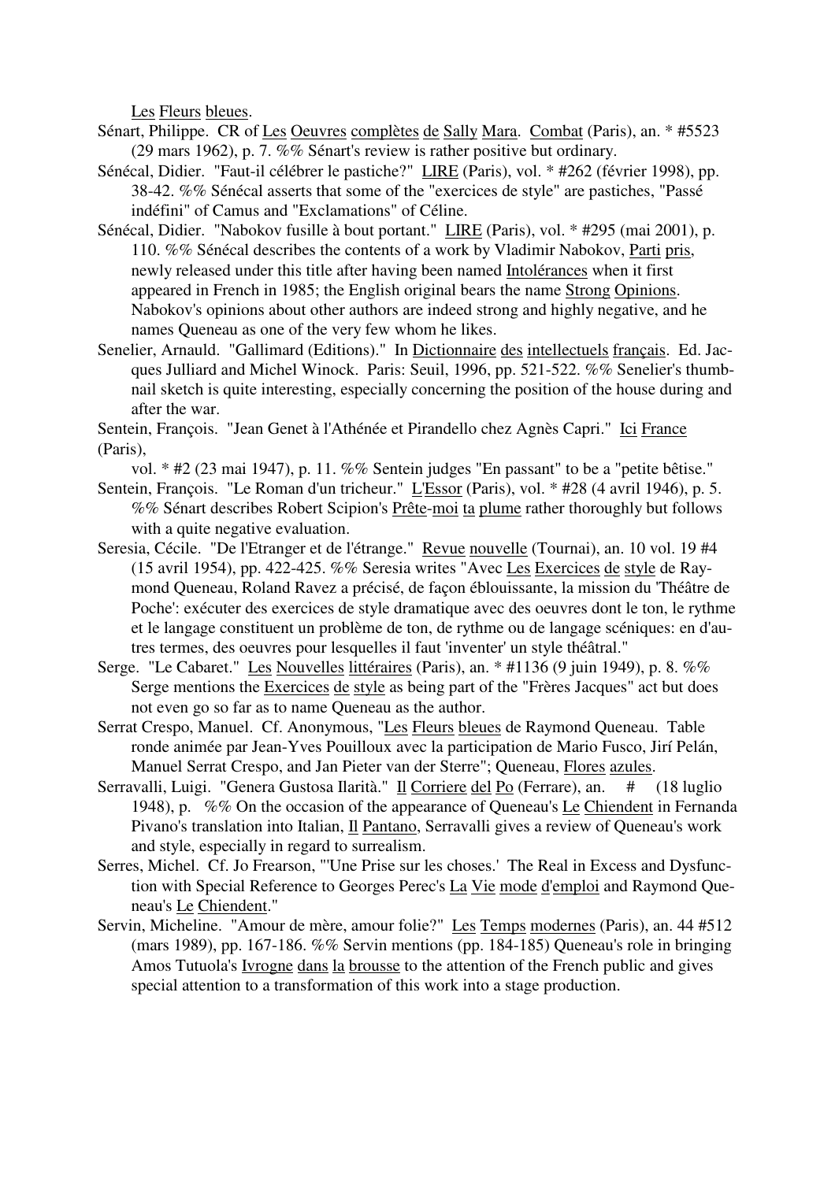Les Fleurs bleues.

Sénart, Philippe. CR of Les Oeuvres complètes de Sally Mara. Combat (Paris), an. * #5523 (29 mars 1962), p. 7. %% Sénart's review is rather positive but ordinary.

Sénécal, Didier. "Faut-il célébrer le pastiche?" LIRE (Paris), vol. * #262 (février 1998), pp. 38-42. %% Sénécal asserts that some of the "exercices de style" are pastiches, "Passé indéfini" of Camus and "Exclamations" of Céline.

Sénécal, Didier. "Nabokov fusille à bout portant." LIRE (Paris), vol. * #295 (mai 2001), p. 110. %% Sénécal describes the contents of a work by Vladimir Nabokov, Parti pris, newly released under this title after having been named Intolérances when it first appeared in French in 1985; the English original bears the name Strong Opinions. Nabokov's opinions about other authors are indeed strong and highly negative, and he names Queneau as one of the very few whom he likes.

Senelier, Arnauld. "Gallimard (Editions)." In Dictionnaire des intellectuels français. Ed. Jacques Julliard and Michel Winock. Paris: Seuil, 1996, pp. 521-522. %% Senelier's thumbnail sketch is quite interesting, especially concerning the position of the house during and after the war.

Sentein, François. "Jean Genet à l'Athénée et Pirandello chez Agnès Capri." Ici France (Paris), vol. * #2 (23 mai 1947), p. 11. %% Sentein judges "En passant" to be a "petite bêtise."

Sentein, François. "Le Roman d'un tricheur." L'Essor (Paris), vol. * #28 (4 avril 1946), p. 5. %% Sénart describes Robert Scipion's Prête-moi ta plume rather thoroughly but follows with a quite negative evaluation.

Seresia, Cécile. "De l'Etranger et de l'étrange." Revue nouvelle (Tournai), an. 10 vol. 19 #4 (15 avril 1954), pp. 422-425. %% Seresia writes "Avec Les Exercices de style de Raymond Queneau, Roland Ravez a précisé, de façon éblouissante, la mission du 'Théâtre de Poche': exécuter des exercices de style dramatique avec des oeuvres dont le ton, le rythme et le langage constituent un problème de ton, de rythme ou de langage scéniques: en d'autres termes, des oeuvres pour lesquelles il faut 'inventer' un style théâtral."

Serge. "Le Cabaret." Les Nouvelles littéraires (Paris), an. * #1136 (9 juin 1949), p. 8. %% Serge mentions the Exercices de style as being part of the "Frères Jacques" act but does not even go so far as to name Queneau as the author.

Serrat Crespo, Manuel. Cf. Anonymous, "Les Fleurs bleues de Raymond Queneau. Table ronde animée par Jean-Yves Pouilloux avec la participation de Mario Fusco, Jirí Pelán, Manuel Serrat Crespo, and Jan Pieter van der Sterre"; Queneau, Flores azules.

Serravalli, Luigi. "Genera Gustosa Ilarità." Il Corriere del Po (Ferrare), an. # (18 luglio 1948), p. %% On the occasion of the appearance of Queneau's Le Chiendent in Fernanda Pivano's translation into Italian, Il Pantano, Serravalli gives a review of Queneau's work and style, especially in regard to surrealism.

Serres, Michel. Cf. Jo Frearson, "'Une Prise sur les choses.' The Real in Excess and Dysfunction with Special Reference to Georges Perec's La Vie mode d'emploi and Raymond Queneau's Le Chiendent."

Servin, Micheline. "Amour de mère, amour folie?" Les Temps modernes (Paris), an. 44 #512 (mars 1989), pp. 167-186. %% Servin mentions (pp. 184-185) Queneau's role in bringing Amos Tutuola's Ivrogne dans la brousse to the attention of the French public and gives special attention to a transformation of this work into a stage production.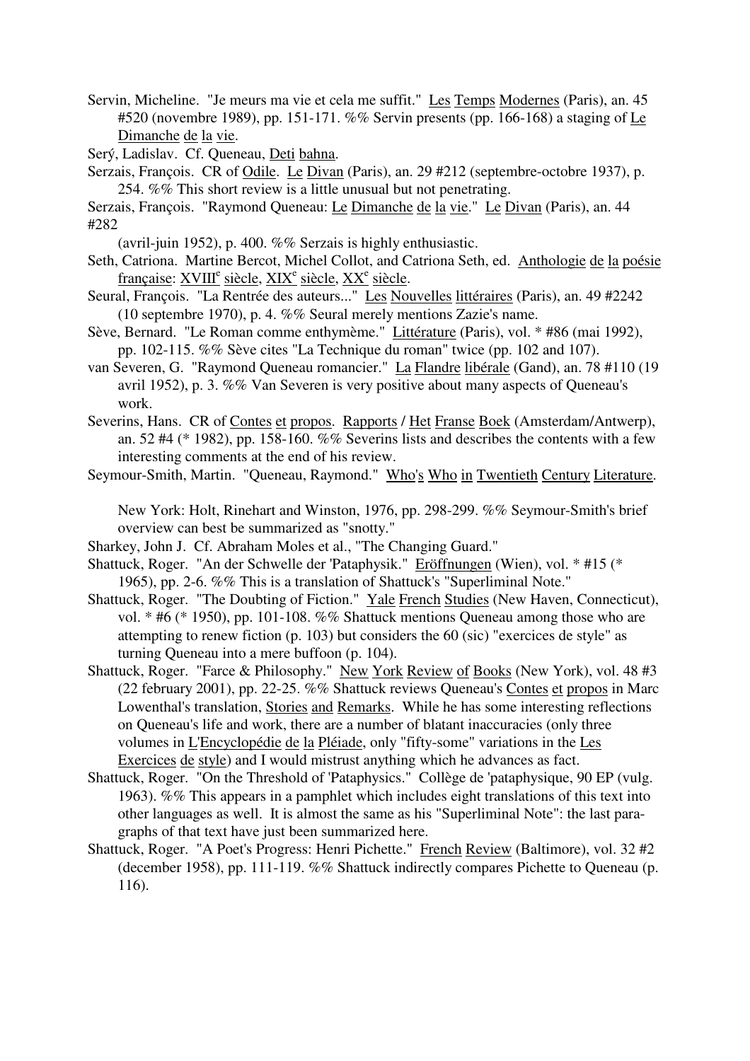Servin, Micheline. "Je meurs ma vie et cela me suffit." Les Temps Modernes (Paris), an. 45 #520 (novembre 1989), pp. 151-171. %% Servin presents (pp. 166-168) a staging of Le Dimanche de la vie.

Serý, Ladislav. Cf. Queneau, Deti bahna.

Serzais, François. CR of Odile. Le Divan (Paris), an. 29 #212 (septembre-octobre 1937), p. 254. %% This short review is a little unusual but not penetrating.

Serzais, François. "Raymond Queneau: Le Dimanche de la vie." Le Divan (Paris), an. 44 #282 (avril-juin 1952), p. 400. %% Serzais is highly enthusiastic.

Seth, Catriona. Martine Bercot, Michel Collot, and Catriona Seth, ed. Anthologie de la poésie française: XVIII[e] siècle, XIX[e] siècle, XX[e] siècle.

Seural, François. "La Rentrée des auteurs..." Les Nouvelles littéraires (Paris), an. 49 #2242 (10 septembre 1970), p. 4. %% Seural merely mentions Zazie's name.

Sève, Bernard. "Le Roman comme enthymème." Littérature (Paris), vol. * #86 (mai 1992), pp. 102-115. %% Sève cites "La Technique du roman" twice (pp. 102 and 107).

van Severen, G. "Raymond Queneau romancier." La Flandre libérale (Gand), an. 78 #110 (19 avril 1952), p. 3. %% Van Severen is very positive about many aspects of Queneau's work.

Severins, Hans. CR of Contes et propos. Rapports / Het Franse Boek (Amsterdam/Antwerp), an. 52 #4 (* 1982), pp. 158-160. %% Severins lists and describes the contents with a few interesting comments at the end of his review.

Seymour-Smith, Martin. "Queneau, Raymond." Who's Who in Twentieth Century Literature. New York: Holt, Rinehart and Winston, 1976, pp. 298-299. %% Seymour-Smith's brief overview can best be summarized as "snotty."

Sharkey, John J. Cf. Abraham Moles et al., "The Changing Guard."

Shattuck, Roger. "An der Schwelle der 'Pataphysik." Eröffnungen (Wien), vol. * #15 (* 1965), pp. 2-6. %% This is a translation of Shattuck's "Superliminal Note."

Shattuck, Roger. "The Doubting of Fiction." Yale French Studies (New Haven, Connecticut), vol. * #6 (* 1950), pp. 101-108. %% Shattuck mentions Queneau among those who are attempting to renew fiction (p. 103) but considers the 60 (sic) "exercices de style" as turning Queneau into a mere buffoon (p. 104).

Shattuck, Roger. "Farce & Philosophy." New York Review of Books (New York), vol. 48 #3 (22 february 2001), pp. 22-25. %% Shattuck reviews Queneau's Contes et propos in Marc Lowenthal's translation, Stories and Remarks. While he has some interesting reflections on Queneau's life and work, there are a number of blatant inaccuracies (only three volumes in L'Encyclopédie de la Pléiade, only "fifty-some" variations in the Les Exercices de style) and I would mistrust anything which he advances as fact.

Shattuck, Roger. "On the Threshold of 'Pataphysics." Collège de 'pataphysique, 90 EP (vulg. 1963). %% This appears in a pamphlet which includes eight translations of this text into other languages as well. It is almost the same as his "Superliminal Note": the last paragraphs of that text have just been summarized here.

Shattuck, Roger. "A Poet's Progress: Henri Pichette." French Review (Baltimore), vol. 32 #2 (december 1958), pp. 111-119. %% Shattuck indirectly compares Pichette to Queneau (p. 116).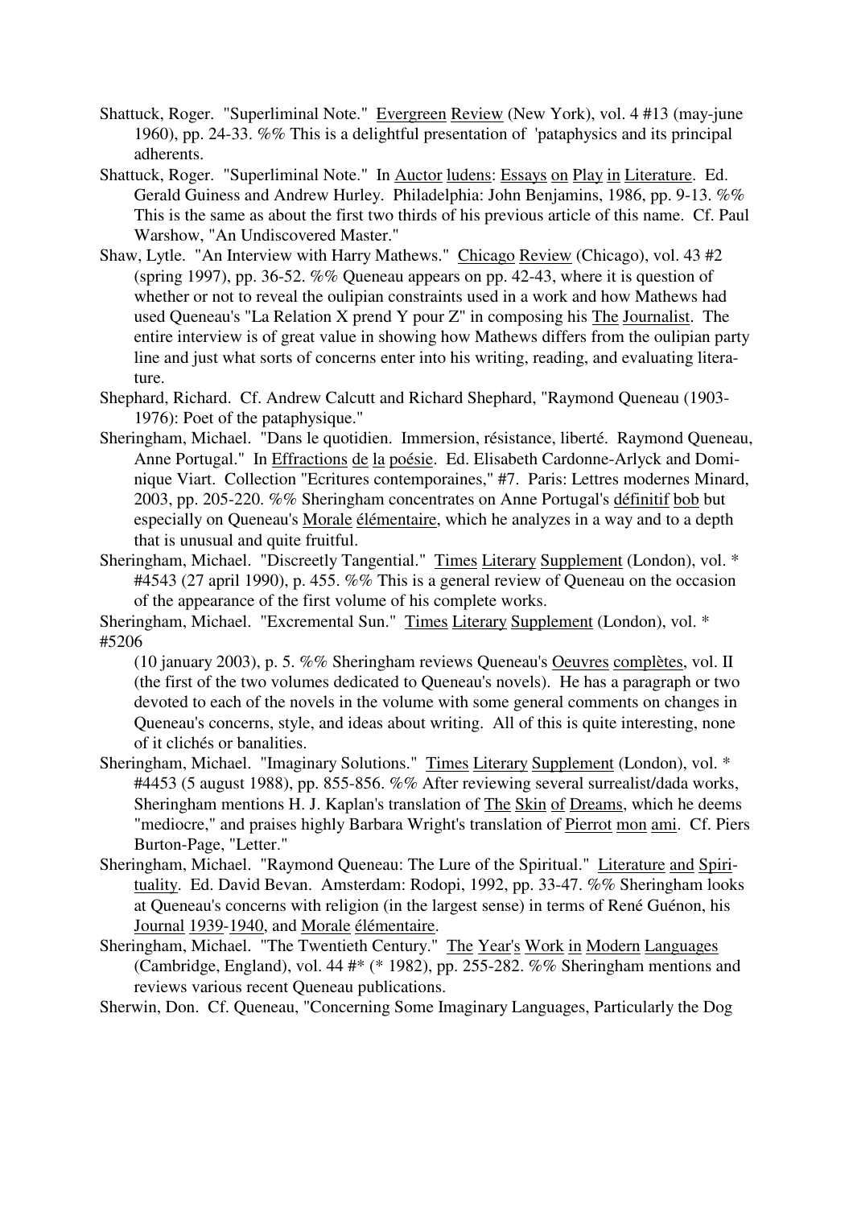Shattuck, Roger. "Superliminal Note." Evergreen Review (New York), vol. 4 #13 (may-june 1960), pp. 24-33. %% This is a delightful presentation of 'pataphysics and its principal adherents.

Shattuck, Roger. "Superliminal Note." In Auctor ludens: Essays on Play in Literature. Ed. Gerald Guiness and Andrew Hurley. Philadelphia: John Benjamins, 1986, pp. 9-13. %% This is the same as about the first two thirds of his previous article of this name. Cf. Paul Warshow, "An Undiscovered Master."

Shaw, Lytle. "An Interview with Harry Mathews." Chicago Review (Chicago), vol. 43 #2 (spring 1997), pp. 36-52. %% Queneau appears on pp. 42-43, where it is question of whether or not to reveal the oulipian constraints used in a work and how Mathews had used Queneau's "La Relation X prend Y pour Z" in composing his The Journalist. The entire interview is of great value in showing how Mathews differs from the oulipian party line and just what sorts of concerns enter into his writing, reading, and evaluating literature.

Shephard, Richard. Cf. Andrew Calcutt and Richard Shephard, "Raymond Queneau (1903-1976): Poet of the pataphysique."

Sheringham, Michael. "Dans le quotidien. Immersion, résistance, liberté. Raymond Queneau, Anne Portugal." In Effractions de la poésie. Ed. Elisabeth Cardonne-Arlyck and Dominique Viart. Collection "Ecritures contemporaines," #7. Paris: Lettres modernes Minard, 2003, pp. 205-220. %% Sheringham concentrates on Anne Portugal's définitif bob but especially on Queneau's Morale élémentaire, which he analyzes in a way and to a depth that is unusual and quite fruitful.

Sheringham, Michael. "Discreetly Tangential." Times Literary Supplement (London), vol. * #4543 (27 april 1990), p. 455. %% This is a general review of Queneau on the occasion of the appearance of the first volume of his complete works.

Sheringham, Michael. "Excremental Sun." Times Literary Supplement (London), vol. * #5206 (10 january 2003), p. 5. %% Sheringham reviews Queneau's Oeuvres complètes, vol. II (the first of the two volumes dedicated to Queneau's novels). He has a paragraph or two devoted to each of the novels in the volume with some general comments on changes in Queneau's concerns, style, and ideas about writing. All of this is quite interesting, none of it clichés or banalities.

Sheringham, Michael. "Imaginary Solutions." Times Literary Supplement (London), vol. * #4453 (5 august 1988), pp. 855-856. %% After reviewing several surrealist/dada works, Sheringham mentions H. J. Kaplan's translation of The Skin of Dreams, which he deems "mediocre," and praises highly Barbara Wright's translation of Pierrot mon ami. Cf. Piers Burton-Page, "Letter."

Sheringham, Michael. "Raymond Queneau: The Lure of the Spiritual." Literature and Spirituality. Ed. David Bevan. Amsterdam: Rodopi, 1992, pp. 33-47. %% Sheringham looks at Queneau's concerns with religion (in the largest sense) in terms of René Guénon, his Journal 1939-1940, and Morale élémentaire.

Sheringham, Michael. "The Twentieth Century." The Year's Work in Modern Languages (Cambridge, England), vol. 44 #* (* 1982), pp. 255-282. %% Sheringham mentions and reviews various recent Queneau publications.

Sherwin, Don. Cf. Queneau, "Concerning Some Imaginary Languages, Particularly the Dog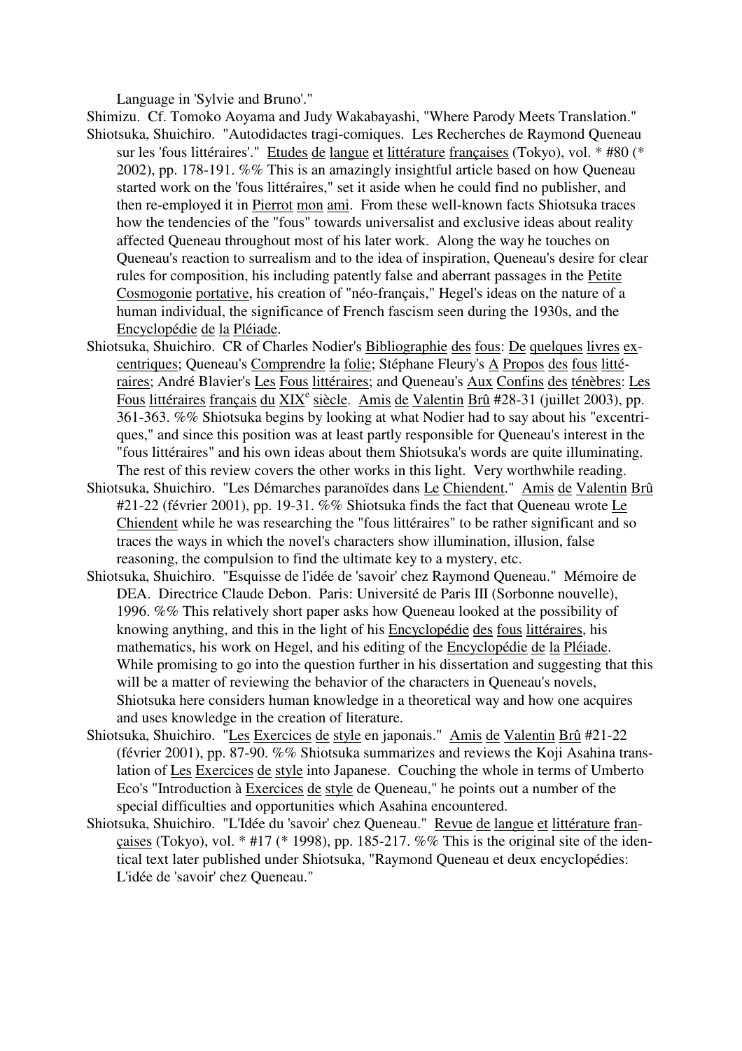Language in 'Sylvie and Bruno'."

Shimizu. Cf. Tomoko Aoyama and Judy Wakabayashi, "Where Parody Meets Translation."

Shiotsuka, Shuichiro. "Autodidactes tragi-comiques. Les Recherches de Raymond Queneau sur les 'fous littéraires'." Etudes de langue et littérature françaises (Tokyo), vol. * #80 (* 2002), pp. 178-191. %% This is an amazingly insightful article based on how Queneau started work on the 'fous littéraires," set it aside when he could find no publisher, and then re-employed it in Pierrot mon ami. From these well-known facts Shiotsuka traces how the tendencies of the "fous" towards universalist and exclusive ideas about reality affected Queneau throughout most of his later work. Along the way he touches on Queneau's reaction to surrealism and to the idea of inspiration, Queneau's desire for clear rules for composition, his including patently false and aberrant passages in the Petite Cosmogonie portative, his creation of "néo-français," Hegel's ideas on the nature of a human individual, the significance of French fascism seen during the 1930s, and the Encyclopédie de la Pléiade.

Shiotsuka, Shuichiro. CR of Charles Nodier's Bibliographie des fous: De quelques livres excentriques; Queneau's Comprendre la folie; Stéphane Fleury's A Propos des fous littéraires; André Blavier's Les Fous littéraires; and Queneau's Aux Confins des ténèbres: Les Fous littéraires français du XIX^e^ siècle. Amis de Valentin Brû #28-31 (juillet 2003), pp. 361-363. %% Shiotsuka begins by looking at what Nodier had to say about his "excentriques," and since this position was at least partly responsible for Queneau's interest in the "fous littéraires" and his own ideas about them Shiotsuka's words are quite illuminating. The rest of this review covers the other works in this light. Very worthwhile reading.

Shiotsuka, Shuichiro. "Les Démarches paranoïdes dans Le Chiendent." Amis de Valentin Brû #21-22 (février 2001), pp. 19-31. %% Shiotsuka finds the fact that Queneau wrote Le Chiendent while he was researching the "fous littéraires" to be rather significant and so traces the ways in which the novel's characters show illumination, illusion, false reasoning, the compulsion to find the ultimate key to a mystery, etc.

Shiotsuka, Shuichiro. "Esquisse de l'idée de 'savoir' chez Raymond Queneau." Mémoire de DEA. Directrice Claude Debon. Paris: Université de Paris III (Sorbonne nouvelle), 1996. %% This relatively short paper asks how Queneau looked at the possibility of knowing anything, and this in the light of his Encyclopédie des fous littéraires, his mathematics, his work on Hegel, and his editing of the Encyclopédie de la Pléiade. While promising to go into the question further in his dissertation and suggesting that this will be a matter of reviewing the behavior of the characters in Queneau's novels, Shiotsuka here considers human knowledge in a theoretical way and how one acquires and uses knowledge in the creation of literature.

Shiotsuka, Shuichiro. "Les Exercices de style en japonais." Amis de Valentin Brû #21-22 (février 2001), pp. 87-90. %% Shiotsuka summarizes and reviews the Koji Asahina translation of Les Exercices de style into Japanese. Couching the whole in terms of Umberto Eco's "Introduction à Exercices de style de Queneau," he points out a number of the special difficulties and opportunities which Asahina encountered.

Shiotsuka, Shuichiro. "L'Idée du 'savoir' chez Queneau." Revue de langue et littérature françaises (Tokyo), vol. * #17 (* 1998), pp. 185-217. %% This is the original site of the identical text later published under Shiotsuka, "Raymond Queneau et deux encyclopédies: L'idée de 'savoir' chez Queneau."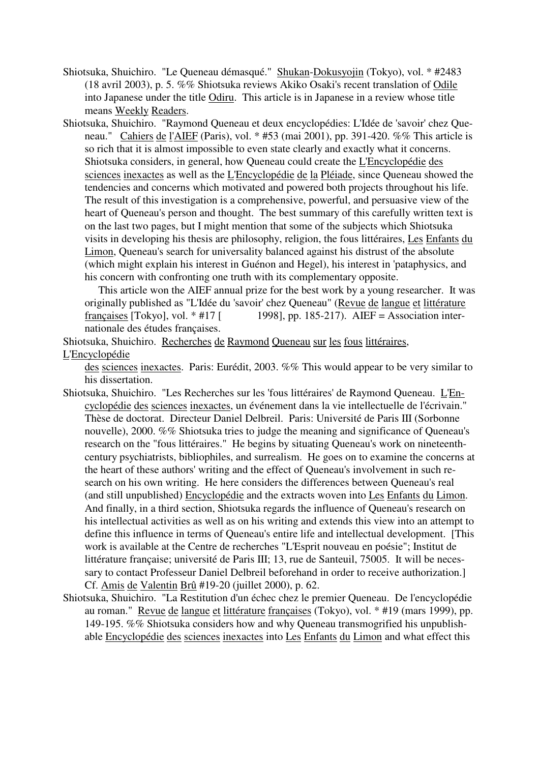Shiotsuka, Shuichiro. "Le Queneau démasqué." Shukan-Dokusyojin (Tokyo), vol. * #2483 (18 avril 2003), p. 5. %% Shiotsuka reviews Akiko Osaki's recent translation of Odile into Japanese under the title Odiru. This article is in Japanese in a review whose title means Weekly Readers.

Shiotsuka, Shuichiro. "Raymond Queneau et deux encyclopédies: L'Idée de 'savoir' chez Queneau." Cahiers de l'AIEF (Paris), vol. * #53 (mai 2001), pp. 391-420. %% This article is so rich that it is almost impossible to even state clearly and exactly what it concerns. Shiotsuka considers, in general, how Queneau could create the L'Encyclopédie des sciences inexactes as well as the L'Encyclopédie de la Pléiade, since Queneau showed the tendencies and concerns which motivated and powered both projects throughout his life. The result of this investigation is a comprehensive, powerful, and persuasive view of the heart of Queneau's person and thought. The best summary of this carefully written text is on the last two pages, but I might mention that some of the subjects which Shiotsuka visits in developing his thesis are philosophy, religion, the fous littéraires, Les Enfants du Limon, Queneau's search for universality balanced against his distrust of the absolute (which might explain his interest in Guénon and Hegel), his interest in 'pataphysics, and his concern with confronting one truth with its complementary opposite.

This article won the AIEF annual prize for the best work by a young researcher. It was originally published as "L'Idée du 'savoir' chez Queneau" (Revue de langue et littérature françaises [Tokyo], vol. * #17 [ 1998], pp. 185-217). AIEF = Association internationale des études françaises.

Shiotsuka, Shuichiro. Recherches de Raymond Queneau sur les fous littéraires, L'Encyclopédie des sciences inexactes. Paris: Eurédit, 2003. %% This would appear to be very similar to his dissertation.

Shiotsuka, Shuichiro. "Les Recherches sur les 'fous littéraires' de Raymond Queneau. L'Encyclopédie des sciences inexactes, un événement dans la vie intellectuelle de l'écrivain." Thèse de doctorat. Directeur Daniel Delbreil. Paris: Université de Paris III (Sorbonne nouvelle), 2000. %% Shiotsuka tries to judge the meaning and significance of Queneau's research on the "fous littéraires." He begins by situating Queneau's work on nineteenth-century psychiatrists, bibliophiles, and surrealism. He goes on to examine the concerns at the heart of these authors' writing and the effect of Queneau's involvement in such research on his own writing. He here considers the differences between Queneau's real (and still unpublished) Encyclopédie and the extracts woven into Les Enfants du Limon. And finally, in a third section, Shiotsuka regards the influence of Queneau's research on his intellectual activities as well as on his writing and extends this view into an attempt to define this influence in terms of Queneau's entire life and intellectual development. [This work is available at the Centre de recherches "L'Esprit nouveau en poésie"; Institut de littérature française; université de Paris III; 13, rue de Santeuil, 75005. It will be necessary to contact Professeur Daniel Delbreil beforehand in order to receive authorization.] Cf. Amis de Valentin Brû #19-20 (juillet 2000), p. 62.

Shiotsuka, Shuichiro. "La Restitution d'un échec chez le premier Queneau. De l'encyclopédie au roman." Revue de langue et littérature françaises (Tokyo), vol. * #19 (mars 1999), pp. 149-195. %% Shiotsuka considers how and why Queneau transmogrified his unpublishable Encyclopédie des sciences inexactes into Les Enfants du Limon and what effect this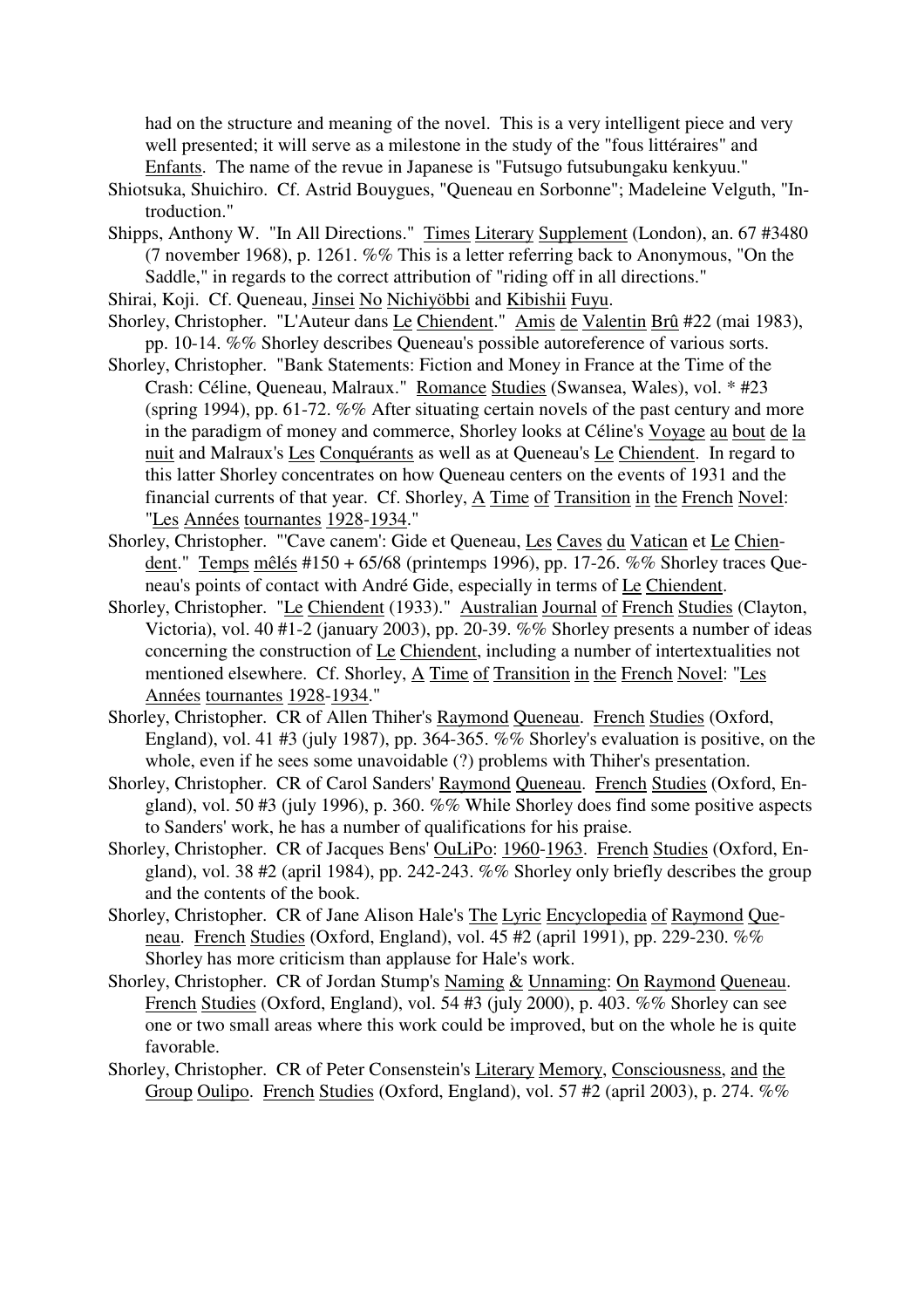had on the structure and meaning of the novel. This is a very intelligent piece and very well presented; it will serve as a milestone in the study of the "fous littéraires" and Enfants. The name of the revue in Japanese is "Futsugo futsubungaku kenkyuu."

Shiotsuka, Shuichiro. Cf. Astrid Bouygues, "Queneau en Sorbonne"; Madeleine Velguth, "Introduction."

Shipps, Anthony W. "In All Directions." Times Literary Supplement (London), an. 67 #3480 (7 november 1968), p. 1261. %% This is a letter referring back to Anonymous, "On the Saddle," in regards to the correct attribution of "riding off in all directions."

Shirai, Koji. Cf. Queneau, Jinsei No Nichiyöbbi and Kibishii Fuyu.

Shorley, Christopher. "L'Auteur dans Le Chiendent." Amis de Valentin Brû #22 (mai 1983), pp. 10-14. %% Shorley describes Queneau's possible autoreference of various sorts.

Shorley, Christopher. "Bank Statements: Fiction and Money in France at the Time of the Crash: Céline, Queneau, Malraux." Romance Studies (Swansea, Wales), vol. * #23 (spring 1994), pp. 61-72. %% After situating certain novels of the past century and more in the paradigm of money and commerce, Shorley looks at Céline's Voyage au bout de la nuit and Malraux's Les Conquérants as well as at Queneau's Le Chiendent. In regard to this latter Shorley concentrates on how Queneau centers on the events of 1931 and the financial currents of that year. Cf. Shorley, A Time of Transition in the French Novel: "Les Années tournantes 1928-1934."

Shorley, Christopher. "'Cave canem': Gide et Queneau, Les Caves du Vatican et Le Chiendent." Temps mêlés #150 + 65/68 (printemps 1996), pp. 17-26. %% Shorley traces Queneau's points of contact with André Gide, especially in terms of Le Chiendent.

Shorley, Christopher. "Le Chiendent (1933)." Australian Journal of French Studies (Clayton, Victoria), vol. 40 #1-2 (january 2003), pp. 20-39. %% Shorley presents a number of ideas concerning the construction of Le Chiendent, including a number of intertextualities not mentioned elsewhere. Cf. Shorley, A Time of Transition in the French Novel: "Les Années tournantes 1928-1934."

Shorley, Christopher. CR of Allen Thiher's Raymond Queneau. French Studies (Oxford, England), vol. 41 #3 (july 1987), pp. 364-365. %% Shorley's evaluation is positive, on the whole, even if he sees some unavoidable (?) problems with Thiher's presentation.

Shorley, Christopher. CR of Carol Sanders' Raymond Queneau. French Studies (Oxford, England), vol. 50 #3 (july 1996), p. 360. %% While Shorley does find some positive aspects to Sanders' work, he has a number of qualifications for his praise.

Shorley, Christopher. CR of Jacques Bens' OuLiPo: 1960-1963. French Studies (Oxford, England), vol. 38 #2 (april 1984), pp. 242-243. %% Shorley only briefly describes the group and the contents of the book.

Shorley, Christopher. CR of Jane Alison Hale's The Lyric Encyclopedia of Raymond Queneau. French Studies (Oxford, England), vol. 45 #2 (april 1991), pp. 229-230. %% Shorley has more criticism than applause for Hale's work.

Shorley, Christopher. CR of Jordan Stump's Naming & Unnaming: On Raymond Queneau. French Studies (Oxford, England), vol. 54 #3 (july 2000), p. 403. %% Shorley can see one or two small areas where this work could be improved, but on the whole he is quite favorable.

Shorley, Christopher. CR of Peter Consenstein's Literary Memory, Consciousness, and the Group Oulipo. French Studies (Oxford, England), vol. 57 #2 (april 2003), p. 274. %%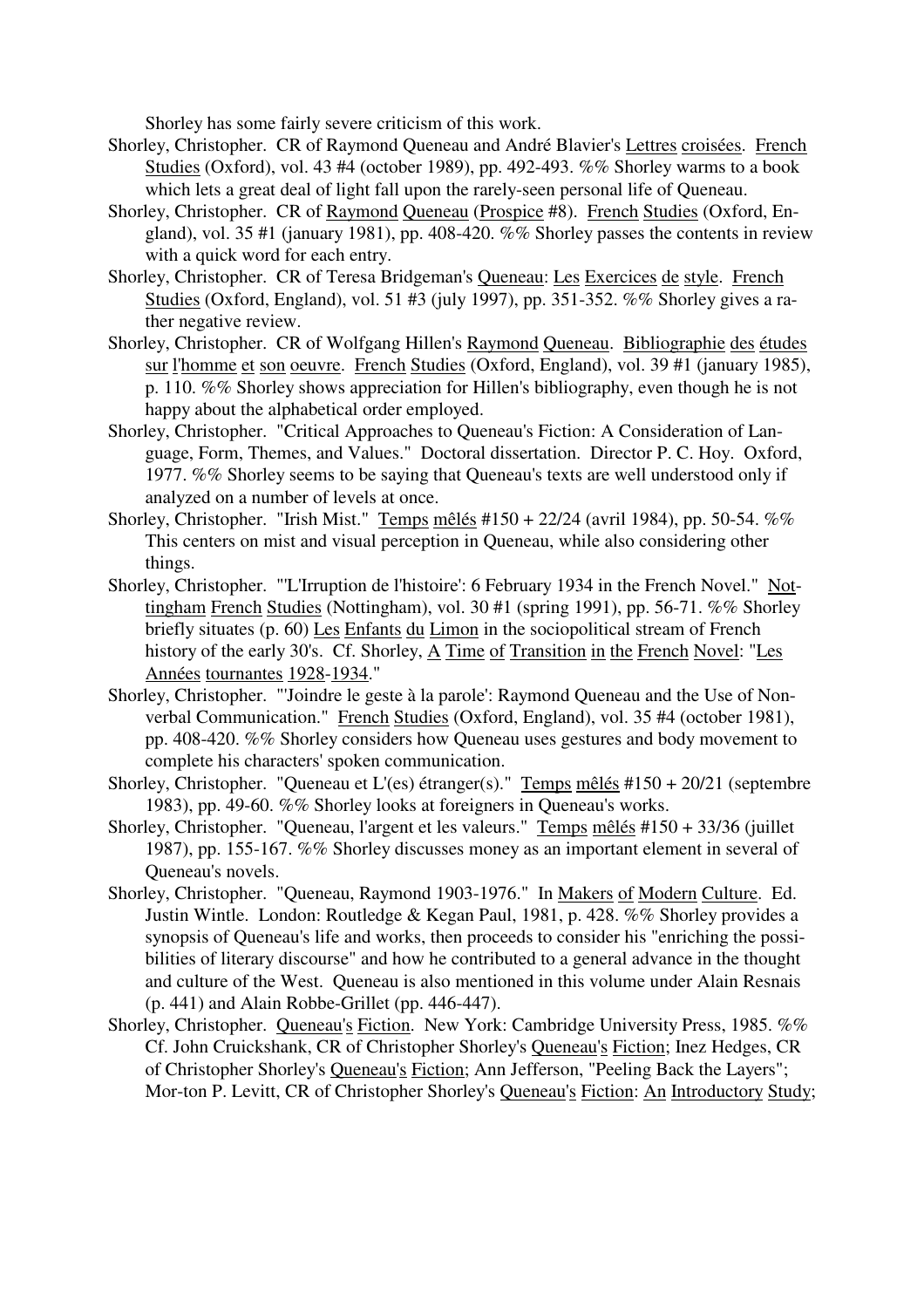Shorley has some fairly severe criticism of this work.

Shorley, Christopher. CR of Raymond Queneau and André Blavier's Lettres croisées. French Studies (Oxford), vol. 43 #4 (october 1989), pp. 492-493. %% Shorley warms to a book which lets a great deal of light fall upon the rarely-seen personal life of Queneau.

Shorley, Christopher. CR of Raymond Queneau (Prospice #8). French Studies (Oxford, England), vol. 35 #1 (january 1981), pp. 408-420. %% Shorley passes the contents in review with a quick word for each entry.

Shorley, Christopher. CR of Teresa Bridgeman's Queneau: Les Exercices de style. French Studies (Oxford, England), vol. 51 #3 (july 1997), pp. 351-352. %% Shorley gives a rather negative review.

Shorley, Christopher. CR of Wolfgang Hillen's Raymond Queneau. Bibliographie des études sur l'homme et son oeuvre. French Studies (Oxford, England), vol. 39 #1 (january 1985), p. 110. %% Shorley shows appreciation for Hillen's bibliography, even though he is not happy about the alphabetical order employed.

Shorley, Christopher. "Critical Approaches to Queneau's Fiction: A Consideration of Language, Form, Themes, and Values." Doctoral dissertation. Director P. C. Hoy. Oxford, 1977. %% Shorley seems to be saying that Queneau's texts are well understood only if analyzed on a number of levels at once.

Shorley, Christopher. "Irish Mist." Temps mêlés #150 + 22/24 (avril 1984), pp. 50-54. %% This centers on mist and visual perception in Queneau, while also considering other things.

Shorley, Christopher. "'L'Irruption de l'histoire': 6 February 1934 in the French Novel." Nottingham French Studies (Nottingham), vol. 30 #1 (spring 1991), pp. 56-71. %% Shorley briefly situates (p. 60) Les Enfants du Limon in the sociopolitical stream of French history of the early 30's. Cf. Shorley, A Time of Transition in the French Novel: "Les Années tournantes 1928-1934."

Shorley, Christopher. "'Joindre le geste à la parole': Raymond Queneau and the Use of Nonverbal Communication." French Studies (Oxford, England), vol. 35 #4 (october 1981), pp. 408-420. %% Shorley considers how Queneau uses gestures and body movement to complete his characters' spoken communication.

Shorley, Christopher. "Queneau et L'(es) étranger(s)." Temps mêlés #150 + 20/21 (septembre 1983), pp. 49-60. %% Shorley looks at foreigners in Queneau's works.

Shorley, Christopher. "Queneau, l'argent et les valeurs." Temps mêlés #150 + 33/36 (juillet 1987), pp. 155-167. %% Shorley discusses money as an important element in several of Queneau's novels.

Shorley, Christopher. "Queneau, Raymond 1903-1976." In Makers of Modern Culture. Ed. Justin Wintle. London: Routledge & Kegan Paul, 1981, p. 428. %% Shorley provides a synopsis of Queneau's life and works, then proceeds to consider his "enriching the possibilities of literary discourse" and how he contributed to a general advance in the thought and culture of the West. Queneau is also mentioned in this volume under Alain Resnais (p. 441) and Alain Robbe-Grillet (pp. 446-447).

Shorley, Christopher. Queneau's Fiction. New York: Cambridge University Press, 1985. %% Cf. John Cruickshank, CR of Christopher Shorley's Queneau's Fiction; Inez Hedges, CR of Christopher Shorley's Queneau's Fiction; Ann Jefferson, "Peeling Back the Layers"; Mor-ton P. Levitt, CR of Christopher Shorley's Queneau's Fiction: An Introductory Study;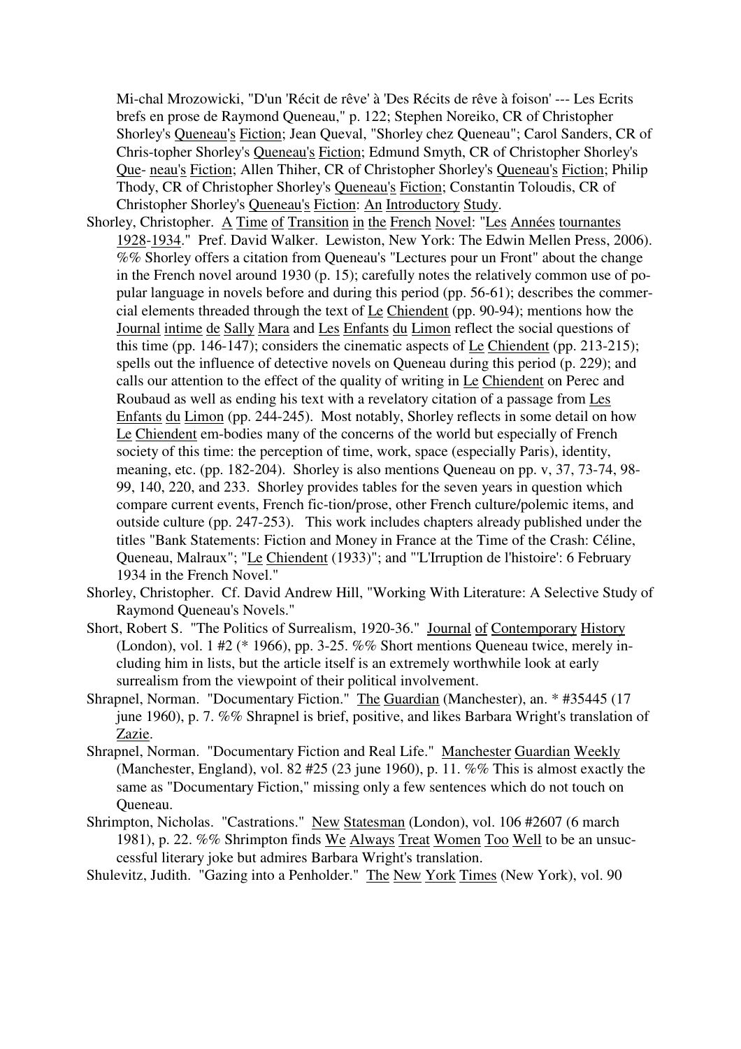Mi-chal Mrozowicki, "D'un 'Récit de rêve' à 'Des Récits de rêve à foison' --- Les Ecrits brefs en prose de Raymond Queneau," p. 122; Stephen Noreiko, CR of Christopher Shorley's Queneau's Fiction; Jean Queval, "Shorley chez Queneau"; Carol Sanders, CR of Chris-topher Shorley's Queneau's Fiction; Edmund Smyth, CR of Christopher Shorley's Que- neau's Fiction; Allen Thiher, CR of Christopher Shorley's Queneau's Fiction; Philip Thody, CR of Christopher Shorley's Queneau's Fiction; Constantin Toloudis, CR of Christopher Shorley's Queneau's Fiction: An Introductory Study.

Shorley, Christopher. A Time of Transition in the French Novel: "Les Années tournantes 1928-1934." Pref. David Walker. Lewiston, New York: The Edwin Mellen Press, 2006). %% Shorley offers a citation from Queneau's "Lectures pour un Front" about the change in the French novel around 1930 (p. 15); carefully notes the relatively common use of po-pular language in novels before and during this period (pp. 56-61); describes the commer-cial elements threaded through the text of Le Chiendent (pp. 90-94); mentions how the Journal intime de Sally Mara and Les Enfants du Limon reflect the social questions of this time (pp. 146-147); considers the cinematic aspects of Le Chiendent (pp. 213-215); spells out the influence of detective novels on Queneau during this period (p. 229); and calls our attention to the effect of the quality of writing in Le Chiendent on Perec and Roubaud as well as ending his text with a revelatory citation of a passage from Les Enfants du Limon (pp. 244-245). Most notably, Shorley reflects in some detail on how Le Chiendent em-bodies many of the concerns of the world but especially of French society of this time: the perception of time, work, space (especially Paris), identity, meaning, etc. (pp. 182-204). Shorley is also mentions Queneau on pp. v, 37, 73-74, 98-99, 140, 220, and 233. Shorley provides tables for the seven years in question which compare current events, French fic-tion/prose, other French culture/polemic items, and outside culture (pp. 247-253). This work includes chapters already published under the titles "Bank Statements: Fiction and Money in France at the Time of the Crash: Céline, Queneau, Malraux"; "Le Chiendent (1933)"; and "'L'Irruption de l'histoire': 6 February 1934 in the French Novel."

Shorley, Christopher. Cf. David Andrew Hill, "Working With Literature: A Selective Study of Raymond Queneau's Novels."

Short, Robert S. "The Politics of Surrealism, 1920-36." Journal of Contemporary History (London), vol. 1 #2 (* 1966), pp. 3-25. %% Short mentions Queneau twice, merely in-cluding him in lists, but the article itself is an extremely worthwhile look at early surrealism from the viewpoint of their political involvement.

Shrapnel, Norman. "Documentary Fiction." The Guardian (Manchester), an. * #35445 (17 june 1960), p. 7. %% Shrapnel is brief, positive, and likes Barbara Wright's translation of Zazie.

Shrapnel, Norman. "Documentary Fiction and Real Life." Manchester Guardian Weekly (Manchester, England), vol. 82 #25 (23 june 1960), p. 11. %% This is almost exactly the same as "Documentary Fiction," missing only a few sentences which do not touch on Queneau.

Shrimpton, Nicholas. "Castrations." New Statesman (London), vol. 106 #2607 (6 march 1981), p. 22. %% Shrimpton finds We Always Treat Women Too Well to be an unsuc-cessful literary joke but admires Barbara Wright's translation.

Shulevitz, Judith. "Gazing into a Penholder." The New York Times (New York), vol. 90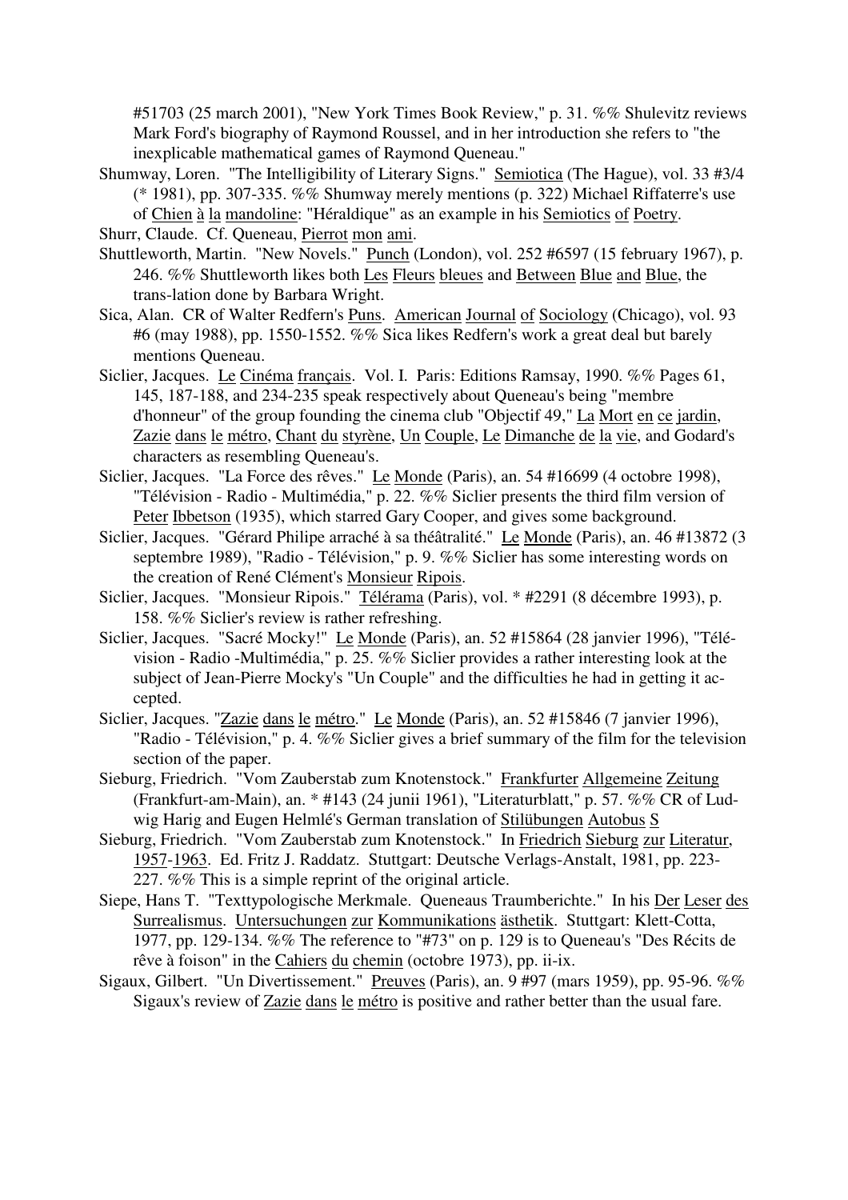#51703 (25 march 2001), "New York Times Book Review," p. 31. %% Shulevitz reviews Mark Ford's biography of Raymond Roussel, and in her introduction she refers to "the inexplicable mathematical games of Raymond Queneau."

Shumway, Loren. "The Intelligibility of Literary Signs." Semiotica (The Hague), vol. 33 #3/4 (* 1981), pp. 307-335. %% Shumway merely mentions (p. 322) Michael Riffaterre's use of Chien à la mandoline: "Héraldique" as an example in his Semiotics of Poetry.

Shurr, Claude. Cf. Queneau, Pierrot mon ami.

Shuttleworth, Martin. "New Novels." Punch (London), vol. 252 #6597 (15 february 1967), p. 246. %% Shuttleworth likes both Les Fleurs bleues and Between Blue and Blue, the trans-lation done by Barbara Wright.

Sica, Alan. CR of Walter Redfern's Puns. American Journal of Sociology (Chicago), vol. 93 #6 (may 1988), pp. 1550-1552. %% Sica likes Redfern's work a great deal but barely mentions Queneau.

Siclier, Jacques. Le Cinéma français. Vol. I. Paris: Editions Ramsay, 1990. %% Pages 61, 145, 187-188, and 234-235 speak respectively about Queneau's being "membre d'honneur" of the group founding the cinema club "Objectif 49," La Mort en ce jardin, Zazie dans le métro, Chant du styrène, Un Couple, Le Dimanche de la vie, and Godard's characters as resembling Queneau's.

Siclier, Jacques. "La Force des rêves." Le Monde (Paris), an. 54 #16699 (4 octobre 1998), "Télévision - Radio - Multimédia," p. 22. %% Siclier presents the third film version of Peter Ibbetson (1935), which starred Gary Cooper, and gives some background.

Siclier, Jacques. "Gérard Philipe arraché à sa théâtralité." Le Monde (Paris), an. 46 #13872 (3 septembre 1989), "Radio - Télévision," p. 9. %% Siclier has some interesting words on the creation of René Clément's Monsieur Ripois.

Siclier, Jacques. "Monsieur Ripois." Télérama (Paris), vol. * #2291 (8 décembre 1993), p. 158. %% Siclier's review is rather refreshing.

Siclier, Jacques. "Sacré Mocky!" Le Monde (Paris), an. 52 #15864 (28 janvier 1996), "Télé-vision - Radio -Multimédia," p. 25. %% Siclier provides a rather interesting look at the subject of Jean-Pierre Mocky's "Un Couple" and the difficulties he had in getting it ac-cepted.

Siclier, Jacques. "Zazie dans le métro." Le Monde (Paris), an. 52 #15846 (7 janvier 1996), "Radio - Télévision," p. 4. %% Siclier gives a brief summary of the film for the television section of the paper.

Sieburg, Friedrich. "Vom Zauberstab zum Knotenstock." Frankfurter Allgemeine Zeitung (Frankfurt-am-Main), an. * #143 (24 junii 1961), "Literaturblatt," p. 57. %% CR of Lud-wig Harig and Eugen Helmlé's German translation of Stilübungen Autobus S

Sieburg, Friedrich. "Vom Zauberstab zum Knotenstock." In Friedrich Sieburg zur Literatur, 1957-1963. Ed. Fritz J. Raddatz. Stuttgart: Deutsche Verlags-Anstalt, 1981, pp. 223-227. %% This is a simple reprint of the original article.

Siepe, Hans T. "Texttypologische Merkmale. Queneaus Traumberichte." In his Der Leser des Surrealismus. Untersuchungen zur Kommunikations ästhetik. Stuttgart: Klett-Cotta, 1977, pp. 129-134. %% The reference to "#73" on p. 129 is to Queneau's "Des Récits de rêve à foison" in the Cahiers du chemin (octobre 1973), pp. ii-ix.

Sigaux, Gilbert. "Un Divertissement." Preuves (Paris), an. 9 #97 (mars 1959), pp. 95-96. %% Sigaux's review of Zazie dans le métro is positive and rather better than the usual fare.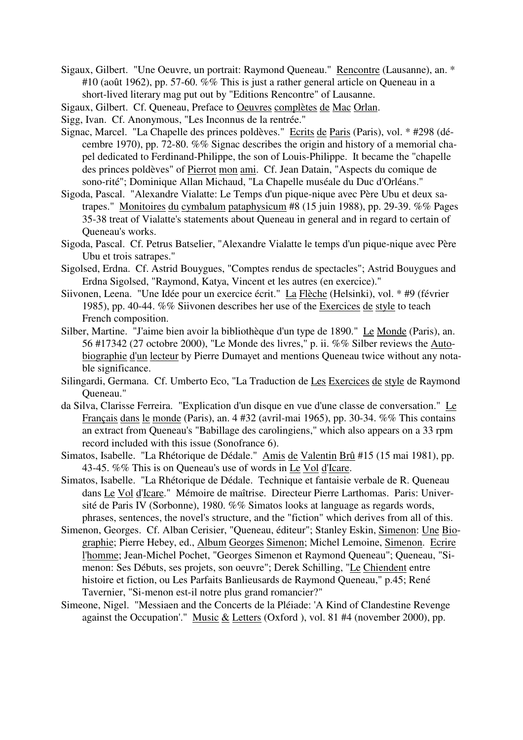Sigaux, Gilbert. "Une Oeuvre, un portrait: Raymond Queneau." Rencontre (Lausanne), an. * #10 (août 1962), pp. 57-60. %% This is just a rather general article on Queneau in a short-lived literary mag put out by "Editions Rencontre" of Lausanne.

Sigaux, Gilbert. Cf. Queneau, Preface to Oeuvres complètes de Mac Orlan.

Sigg, Ivan. Cf. Anonymous, "Les Inconnus de la rentrée."

Signac, Marcel. "La Chapelle des princes poldèves." Ecrits de Paris (Paris), vol. * #298 (décembre 1970), pp. 72-80. %% Signac describes the origin and history of a memorial chapel dedicated to Ferdinand-Philippe, the son of Louis-Philippe. It became the "chapelle des princes poldèves" of Pierrot mon ami. Cf. Jean Datain, "Aspects du comique de sono-rité"; Dominique Allan Michaud, "La Chapelle muséale du Duc d'Orléans."

Sigoda, Pascal. "Alexandre Vialatte: Le Temps d'un pique-nique avec Père Ubu et deux satrapes." Monitoires du cymbalum pataphysicum #8 (15 juin 1988), pp. 29-39. %% Pages 35-38 treat of Vialatte's statements about Queneau in general and in regard to certain of Queneau's works.

Sigoda, Pascal. Cf. Petrus Batselier, "Alexandre Vialatte le temps d'un pique-nique avec Père Ubu et trois satrapes."

Sigolsed, Erdna. Cf. Astrid Bouygues, "Comptes rendus de spectacles"; Astrid Bouygues and Erdna Sigolsed, "Raymond, Katya, Vincent et les autres (en exercice)."

Siivonen, Leena. "Une Idée pour un exercice écrit." La Flèche (Helsinki), vol. * #9 (février 1985), pp. 40-44. %% Siivonen describes her use of the Exercices de style to teach French composition.

Silber, Martine. "J'aime bien avoir la bibliothèque d'un type de 1890." Le Monde (Paris), an. 56 #17342 (27 octobre 2000), "Le Monde des livres," p. ii. %% Silber reviews the Autobiographie d'un lecteur by Pierre Dumayet and mentions Queneau twice without any notable significance.

Silingardi, Germana. Cf. Umberto Eco, "La Traduction de Les Exercices de style de Raymond Queneau."

da Silva, Clarisse Ferreira. "Explication d'un disque en vue d'une classe de conversation." Le Français dans le monde (Paris), an. 4 #32 (avril-mai 1965), pp. 30-34. %% This contains an extract from Queneau's "Babillage des carolingiens," which also appears on a 33 rpm record included with this issue (Sonofrance 6).

Simatos, Isabelle. "La Rhétorique de Dédale." Amis de Valentin Brû #15 (15 mai 1981), pp. 43-45. %% This is on Queneau's use of words in Le Vol d'Icare.

Simatos, Isabelle. "La Rhétorique de Dédale. Technique et fantaisie verbale de R. Queneau dans Le Vol d'Icare." Mémoire de maîtrise. Directeur Pierre Larthomas. Paris: Université de Paris IV (Sorbonne), 1980. %% Simatos looks at language as regards words, phrases, sentences, the novel's structure, and the "fiction" which derives from all of this.

Simenon, Georges. Cf. Alban Cerisier, "Queneau, éditeur"; Stanley Eskin, Simenon: Une Biographie; Pierre Hebey, ed., Album Georges Simenon; Michel Lemoine, Simenon. Ecrire l'homme; Jean-Michel Pochet, "Georges Simenon et Raymond Queneau"; Queneau, "Simenon: Ses Débuts, ses projets, son oeuvre"; Derek Schilling, "Le Chiendent entre histoire et fiction, ou Les Parfaits Banlieusards de Raymond Queneau," p.45; René Tavernier, "Si-menon est-il notre plus grand romancier?"

Simeone, Nigel. "Messiaen and the Concerts de la Pléiade: 'A Kind of Clandestine Revenge against the Occupation'." Music & Letters (Oxford ), vol. 81 #4 (november 2000), pp.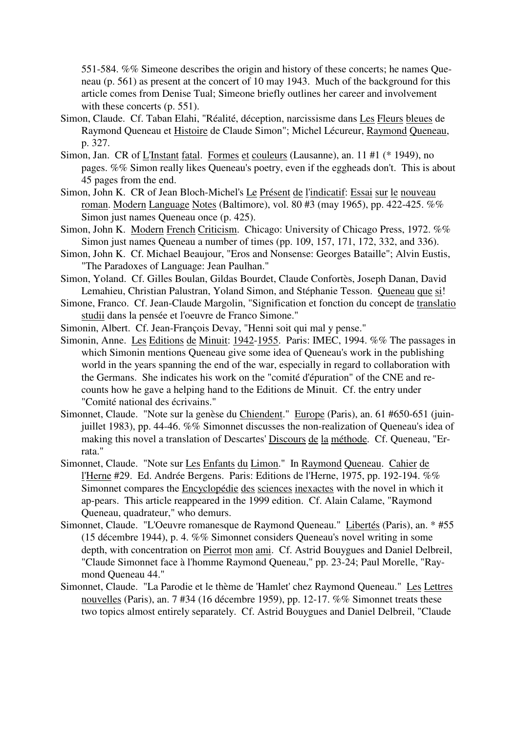551-584. %% Simeone describes the origin and history of these concerts; he names Queneau (p. 561) as present at the concert of 10 may 1943. Much of the background for this article comes from Denise Tual; Simeone briefly outlines her career and involvement with these concerts (p. 551).

Simon, Claude. Cf. Taban Elahi, "Réalité, déception, narcissisme dans Les Fleurs bleues de Raymond Queneau et Histoire de Claude Simon"; Michel Lécureur, Raymond Queneau, p. 327.

Simon, Jan. CR of L'Instant fatal. Formes et couleurs (Lausanne), an. 11 #1 (* 1949), no pages. %% Simon really likes Queneau's poetry, even if the eggheads don't. This is about 45 pages from the end.

Simon, John K. CR of Jean Bloch-Michel's Le Présent de l'indicatif: Essai sur le nouveau roman. Modern Language Notes (Baltimore), vol. 80 #3 (may 1965), pp. 422-425. %% Simon just names Queneau once (p. 425).

Simon, John K. Modern French Criticism. Chicago: University of Chicago Press, 1972. %% Simon just names Queneau a number of times (pp. 109, 157, 171, 172, 332, and 336).

Simon, John K. Cf. Michael Beaujour, "Eros and Nonsense: Georges Bataille"; Alvin Eustis, "The Paradoxes of Language: Jean Paulhan."

Simon, Yoland. Cf. Gilles Boulan, Gildas Bourdet, Claude Confortès, Joseph Danan, David Lemahieu, Christian Palustran, Yoland Simon, and Stéphanie Tesson. Queneau que si!

Simone, Franco. Cf. Jean-Claude Margolin, "Signification et fonction du concept de translatio studii dans la pensée et l'oeuvre de Franco Simone."

Simonin, Albert. Cf. Jean-François Devay, "Henni soit qui mal y pense."

Simonin, Anne. Les Editions de Minuit: 1942-1955. Paris: IMEC, 1994. %% The passages in which Simonin mentions Queneau give some idea of Queneau's work in the publishing world in the years spanning the end of the war, especially in regard to collaboration with the Germans. She indicates his work on the "comité d'épuration" of the CNE and recounts how he gave a helping hand to the Editions de Minuit. Cf. the entry under "Comité national des écrivains."

Simonnet, Claude. "Note sur la genèse du Chiendent." Europe (Paris), an. 61 #650-651 (juin-juillet 1983), pp. 44-46. %% Simonnet discusses the non-realization of Queneau's idea of making this novel a translation of Descartes' Discours de la méthode. Cf. Queneau, "Errata."

Simonnet, Claude. "Note sur Les Enfants du Limon." In Raymond Queneau. Cahier de l'Herne #29. Ed. Andrée Bergens. Paris: Editions de l'Herne, 1975, pp. 192-194. %% Simonnet compares the Encyclopédie des sciences inexactes with the novel in which it ap-pears. This article reappeared in the 1999 edition. Cf. Alain Calame, "Raymond Queneau, quadrateur," who demurs.

Simonnet, Claude. "L'Oeuvre romanesque de Raymond Queneau." Libertés (Paris), an. * #55 (15 décembre 1944), p. 4. %% Simonnet considers Queneau's novel writing in some depth, with concentration on Pierrot mon ami. Cf. Astrid Bouygues and Daniel Delbreil, "Claude Simonnet face à l'homme Raymond Queneau," pp. 23-24; Paul Morelle, "Raymond Queneau 44."

Simonnet, Claude. "La Parodie et le thème de 'Hamlet' chez Raymond Queneau." Les Lettres nouvelles (Paris), an. 7 #34 (16 décembre 1959), pp. 12-17. %% Simonnet treats these two topics almost entirely separately. Cf. Astrid Bouygues and Daniel Delbreil, "Claude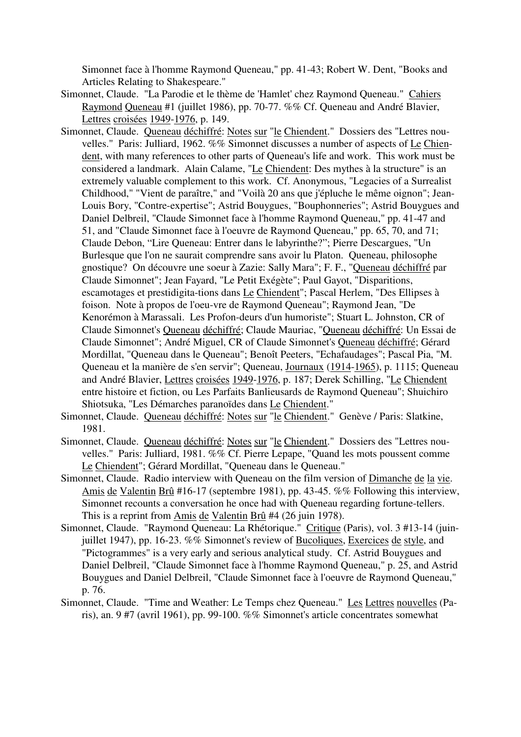Simonnet face à l'homme Raymond Queneau," pp. 41-43; Robert W. Dent, "Books and Articles Relating to Shakespeare."

Simonnet, Claude. "La Parodie et le thème de 'Hamlet' chez Raymond Queneau." Cahiers Raymond Queneau #1 (juillet 1986), pp. 70-77. %% Cf. Queneau and André Blavier, Lettres croisées 1949-1976, p. 149.

Simonnet, Claude. Queneau déchiffré: Notes sur "le Chiendent." Dossiers des "Lettres nouvelles." Paris: Julliard, 1962. %% Simonnet discusses a number of aspects of Le Chiendent, with many references to other parts of Queneau's life and work. This work must be considered a landmark. Alain Calame, "Le Chiendent: Des mythes à la structure" is an extremely valuable complement to this work. Cf. Anonymous, "Legacies of a Surrealist Childhood," "Vient de paraître," and "Voilà 20 ans que j'épluche le même oignon"; Jean-Louis Bory, "Contre-expertise"; Astrid Bouygues, "Bouphonneries"; Astrid Bouygues and Daniel Delbreil, "Claude Simonnet face à l'homme Raymond Queneau," pp. 41-47 and 51, and "Claude Simonnet face à l'oeuvre de Raymond Queneau," pp. 65, 70, and 71; Claude Debon, "Lire Queneau: Entrer dans le labyrinthe?"; Pierre Descargues, "Un Burlesque que l'on ne saurait comprendre sans avoir lu Platon. Queneau, philosophe gnostique? On découvre une soeur à Zazie: Sally Mara"; F. F., "Queneau déchiffré par Claude Simonnet"; Jean Fayard, "Le Petit Exégète"; Paul Gayot, "Disparitions, escamotages et prestidigita-tions dans Le Chiendent"; Pascal Herlem, "Des Ellipses à foison. Note à propos de l'oeu-vre de Raymond Queneau"; Raymond Jean, "De Kenorémon à Marassali. Les Profon-deurs d'un humoriste"; Stuart L. Johnston, CR of Claude Simonnet's Queneau déchiffré; Claude Mauriac, "Queneau déchiffré: Un Essai de Claude Simonnet"; André Miguel, CR of Claude Simonnet's Queneau déchiffré; Gérard Mordillat, "Queneau dans le Queneau"; Benoît Peeters, "Echafaudages"; Pascal Pia, "M. Queneau et la manière de s'en servir"; Queneau, Journaux (1914-1965), p. 1115; Queneau and André Blavier, Lettres croisées 1949-1976, p. 187; Derek Schilling, "Le Chiendent entre histoire et fiction, ou Les Parfaits Banlieusards de Raymond Queneau"; Shuichiro Shiotsuka, "Les Démarches paranoïdes dans Le Chiendent."

Simonnet, Claude. Queneau déchiffré: Notes sur "le Chiendent." Genève / Paris: Slatkine, 1981.

Simonnet, Claude. Queneau déchiffré: Notes sur "le Chiendent." Dossiers des "Lettres nouvelles." Paris: Julliard, 1981. %% Cf. Pierre Lepape, "Quand les mots poussent comme Le Chiendent"; Gérard Mordillat, "Queneau dans le Queneau."

Simonnet, Claude. Radio interview with Queneau on the film version of Dimanche de la vie. Amis de Valentin Brû #16-17 (septembre 1981), pp. 43-45. %% Following this interview, Simonnet recounts a conversation he once had with Queneau regarding fortune-tellers. This is a reprint from Amis de Valentin Brû #4 (26 juin 1978).

Simonnet, Claude. "Raymond Queneau: La Rhétorique." Critique (Paris), vol. 3 #13-14 (juin-juillet 1947), pp. 16-23. %% Simonnet's review of Bucoliques, Exercices de style, and "Pictogrammes" is a very early and serious analytical study. Cf. Astrid Bouygues and Daniel Delbreil, "Claude Simonnet face à l'homme Raymond Queneau," p. 25, and Astrid Bouygues and Daniel Delbreil, "Claude Simonnet face à l'oeuvre de Raymond Queneau," p. 76.

Simonnet, Claude. "Time and Weather: Le Temps chez Queneau." Les Lettres nouvelles (Paris), an. 9 #7 (avril 1961), pp. 99-100. %% Simonnet's article concentrates somewhat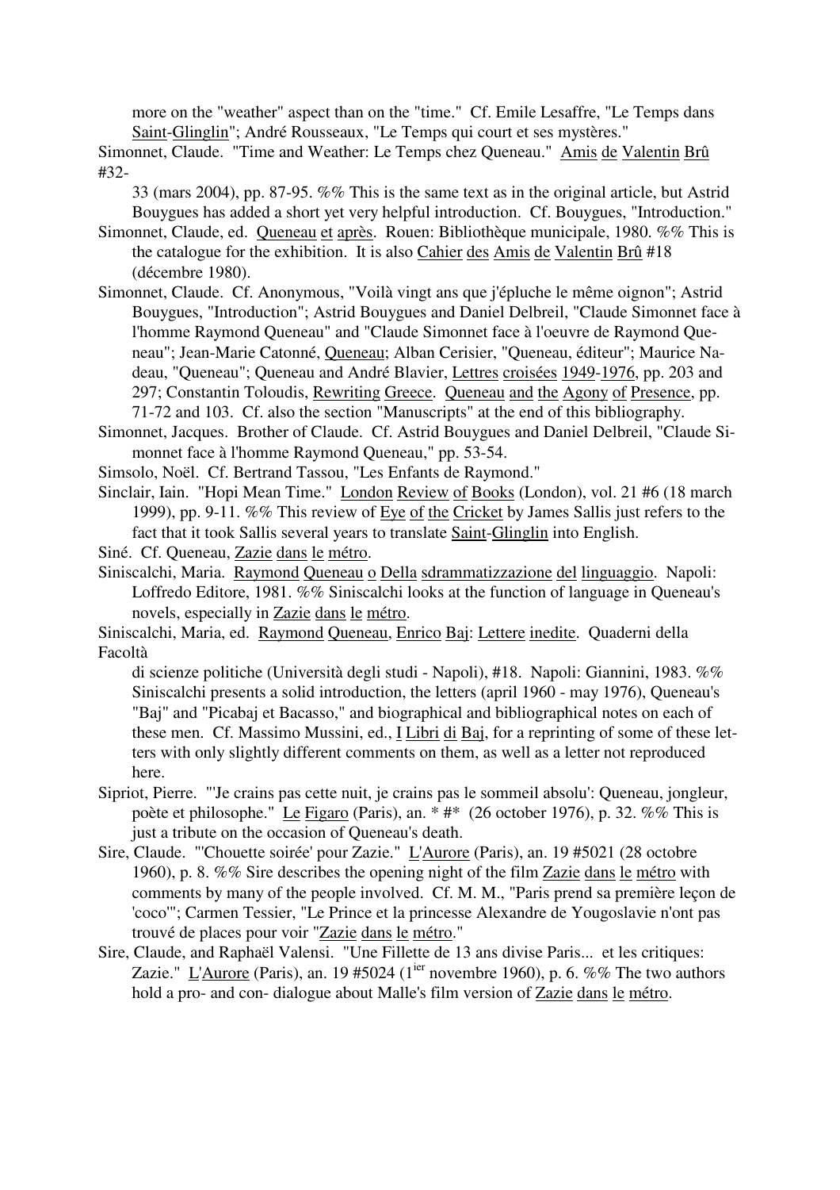more on the "weather" aspect than on the "time." Cf. Emile Lesaffre, "Le Temps dans Saint-Glinglin"; André Rousseaux, "Le Temps qui court et ses mystères."

Simonnet, Claude. "Time and Weather: Le Temps chez Queneau." Amis de Valentin Brû #32-33 (mars 2004), pp. 87-95. %% This is the same text as in the original article, but Astrid Bouygues has added a short yet very helpful introduction. Cf. Bouygues, "Introduction."

Simonnet, Claude, ed. Queneau et après. Rouen: Bibliothèque municipale, 1980. %% This is the catalogue for the exhibition. It is also Cahier des Amis de Valentin Brû #18 (décembre 1980).

Simonnet, Claude. Cf. Anonymous, "Voilà vingt ans que j'épluche le même oignon"; Astrid Bouygues, "Introduction"; Astrid Bouygues and Daniel Delbreil, "Claude Simonnet face à l'homme Raymond Queneau" and "Claude Simonnet face à l'oeuvre de Raymond Queneau"; Jean-Marie Catonné, Queneau; Alban Cerisier, "Queneau, éditeur"; Maurice Nadeau, "Queneau"; Queneau and André Blavier, Lettres croisées 1949-1976, pp. 203 and 297; Constantin Toloudis, Rewriting Greece. Queneau and the Agony of Presence, pp. 71-72 and 103. Cf. also the section "Manuscripts" at the end of this bibliography.

Simonnet, Jacques. Brother of Claude. Cf. Astrid Bouygues and Daniel Delbreil, "Claude Simonnet face à l'homme Raymond Queneau," pp. 53-54.

Simsolo, Noël. Cf. Bertrand Tassou, "Les Enfants de Raymond."

Sinclair, Iain. "Hopi Mean Time." London Review of Books (London), vol. 21 #6 (18 march 1999), pp. 9-11. %% This review of Eye of the Cricket by James Sallis just refers to the fact that it took Sallis several years to translate Saint-Glinglin into English.

Siné. Cf. Queneau, Zazie dans le métro.

Siniscalchi, Maria. Raymond Queneau o Della sdrammatizzazione del linguaggio. Napoli: Loffredo Editore, 1981. %% Siniscalchi looks at the function of language in Queneau's novels, especially in Zazie dans le métro.

Siniscalchi, Maria, ed. Raymond Queneau, Enrico Baj: Lettere inedite. Quaderni della Facoltà di scienze politiche (Università degli studi - Napoli), #18. Napoli: Giannini, 1983. %% Siniscalchi presents a solid introduction, the letters (april 1960 - may 1976), Queneau's "Baj" and "Picabaj et Bacasso," and biographical and bibliographical notes on each of these men. Cf. Massimo Mussini, ed., I Libri di Baj, for a reprinting of some of these letters with only slightly different comments on them, as well as a letter not reproduced here.

Sipriot, Pierre. "'Je crains pas cette nuit, je crains pas le sommeil absolu': Queneau, jongleur, poète et philosophe." Le Figaro (Paris), an. * #* (26 october 1976), p. 32. %% This is just a tribute on the occasion of Queneau's death.

Sire, Claude. "'Chouette soirée' pour Zazie." L'Aurore (Paris), an. 19 #5021 (28 octobre 1960), p. 8. %% Sire describes the opening night of the film Zazie dans le métro with comments by many of the people involved. Cf. M. M., "Paris prend sa première leçon de 'coco'"; Carmen Tessier, "Le Prince et la princesse Alexandre de Yougoslavie n'ont pas trouvé de places pour voir "Zazie dans le métro."

Sire, Claude, and Raphaël Valensi. "Une Fillette de 13 ans divise Paris... et les critiques: Zazie." L'Aurore (Paris), an. 19 #5024 (1ier novembre 1960), p. 6. %% The two authors hold a pro- and con- dialogue about Malle's film version of Zazie dans le métro.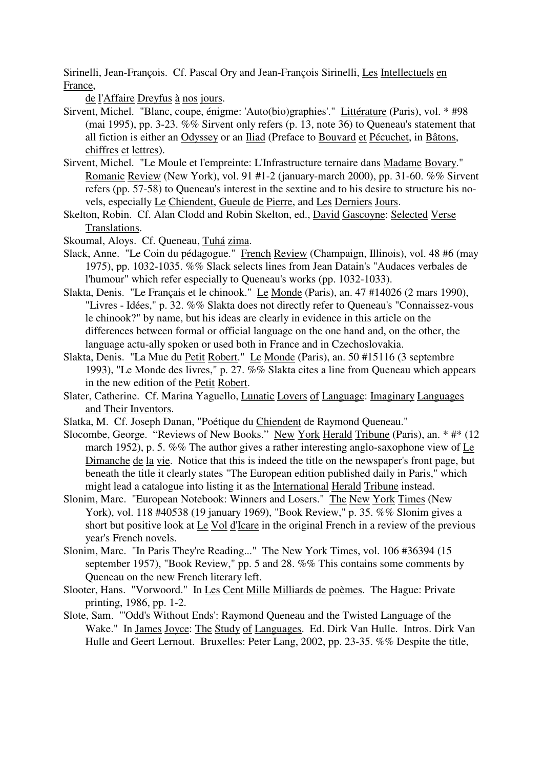Sirinelli, Jean-François. Cf. Pascal Ory and Jean-François Sirinelli, Les Intellectuels en France, de l'Affaire Dreyfus à nos jours.

Sirvent, Michel. "Blanc, coupe, énigme: 'Auto(bio)graphies'." Littérature (Paris), vol. * #98 (mai 1995), pp. 3-23. %% Sirvent only refers (p. 13, note 36) to Queneau's statement that all fiction is either an Odyssey or an Iliad (Preface to Bouvard et Pécuchet, in Bâtons, chiffres et lettres).

Sirvent, Michel. "Le Moule et l'empreinte: L'Infrastructure ternaire dans Madame Bovary." Romanic Review (New York), vol. 91 #1-2 (january-march 2000), pp. 31-60. %% Sirvent refers (pp. 57-58) to Queneau's interest in the sextine and to his desire to structure his novels, especially Le Chiendent, Gueule de Pierre, and Les Derniers Jours.

Skelton, Robin. Cf. Alan Clodd and Robin Skelton, ed., David Gascoyne: Selected Verse Translations.

Skoumal, Aloys. Cf. Queneau, Tuhá zima.

Slack, Anne. "Le Coin du pédagogue." French Review (Champaign, Illinois), vol. 48 #6 (may 1975), pp. 1032-1035. %% Slack selects lines from Jean Datain's "Audaces verbales de l'humour" which refer especially to Queneau's works (pp. 1032-1033).

Slakta, Denis. "Le Français et le chinook." Le Monde (Paris), an. 47 #14026 (2 mars 1990), "Livres - Idées," p. 32. %% Slakta does not directly refer to Queneau's "Connaissez-vous le chinook?" by name, but his ideas are clearly in evidence in this article on the differences between formal or official language on the one hand and, on the other, the language actu-ally spoken or used both in France and in Czechoslovakia.

Slakta, Denis. "La Mue du Petit Robert." Le Monde (Paris), an. 50 #15116 (3 septembre 1993), "Le Monde des livres," p. 27. %% Slakta cites a line from Queneau which appears in the new edition of the Petit Robert.

Slater, Catherine. Cf. Marina Yaguello, Lunatic Lovers of Language: Imaginary Languages and Their Inventors.

Slatka, M. Cf. Joseph Danan, "Poétique du Chiendent de Raymond Queneau."

Slocombe, George. "Reviews of New Books." New York Herald Tribune (Paris), an. * #* (12 march 1952), p. 5. %% The author gives a rather interesting anglo-saxophone view of Le Dimanche de la vie. Notice that this is indeed the title on the newspaper's front page, but beneath the title it clearly states "The European edition published daily in Paris," which might lead a catalogue into listing it as the International Herald Tribune instead.

Slonim, Marc. "European Notebook: Winners and Losers." The New York Times (New York), vol. 118 #40538 (19 january 1969), "Book Review," p. 35. %% Slonim gives a short but positive look at Le Vol d'Icare in the original French in a review of the previous year's French novels.

Slonim, Marc. "In Paris They're Reading..." The New York Times, vol. 106 #36394 (15 september 1957), "Book Review," pp. 5 and 28. %% This contains some comments by Queneau on the new French literary left.

Slooter, Hans. "Vorwoord." In Les Cent Mille Milliards de poèmes. The Hague: Private printing, 1986, pp. 1-2.

Slote, Sam. "'Odd's Without Ends': Raymond Queneau and the Twisted Language of the Wake." In James Joyce: The Study of Languages. Ed. Dirk Van Hulle. Intros. Dirk Van Hulle and Geert Lernout. Bruxelles: Peter Lang, 2002, pp. 23-35. %% Despite the title,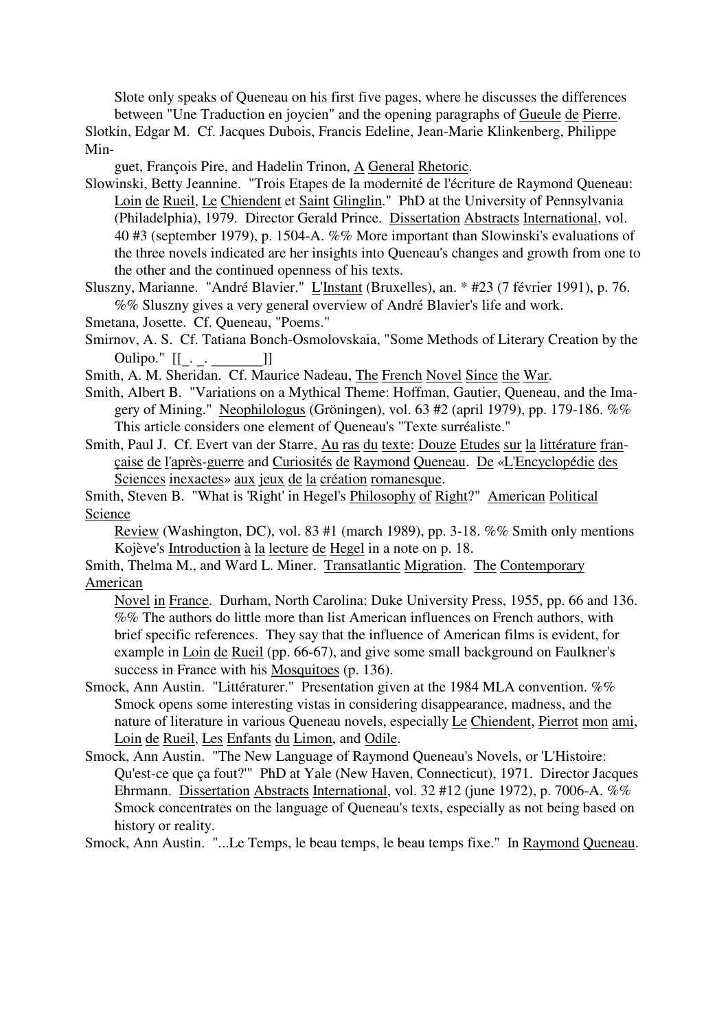Slote only speaks of Queneau on his first five pages, where he discusses the differences between "Une Traduction en joycien" and the opening paragraphs of Gueule de Pierre.

Slotkin, Edgar M. Cf. Jacques Dubois, Francis Edeline, Jean-Marie Klinkenberg, Philippe Minguet, François Pire, and Hadelin Trinon, A General Rhetoric.

Slowinski, Betty Jeannine. "Trois Etapes de la modernité de l'écriture de Raymond Queneau: Loin de Rueil, Le Chiendent et Saint Glinglin." PhD at the University of Pennsylvania (Philadelphia), 1979. Director Gerald Prince. Dissertation Abstracts International, vol. 40 #3 (september 1979), p. 1504-A. %% More important than Slowinski's evaluations of the three novels indicated are her insights into Queneau's changes and growth from one to the other and the continued openness of his texts.

Sluszny, Marianne. "André Blavier." L'Instant (Bruxelles), an. * #23 (7 février 1991), p. 76. %% Sluszny gives a very general overview of André Blavier's life and work.

Smetana, Josette. Cf. Queneau, "Poems."

Smirnov, A. S. Cf. Tatiana Bonch-Osmolovskaia, "Some Methods of Literary Creation by the Oulipo." [[_. _. _______]]

Smith, A. M. Sheridan. Cf. Maurice Nadeau, The French Novel Since the War.

Smith, Albert B. "Variations on a Mythical Theme: Hoffman, Gautier, Queneau, and the Imagery of Mining." Neophilologus (Gröningen), vol. 63 #2 (april 1979), pp. 179-186. %% This article considers one element of Queneau's "Texte surréaliste."

Smith, Paul J. Cf. Evert van der Starre, Au ras du texte: Douze Etudes sur la littérature française de l'après-guerre and Curiosités de Raymond Queneau. De «L'Encyclopédie des Sciences inexactes» aux jeux de la création romanesque.

Smith, Steven B. "What is 'Right' in Hegel's Philosophy of Right?" American Political Science Review (Washington, DC), vol. 83 #1 (march 1989), pp. 3-18. %% Smith only mentions Kojève's Introduction à la lecture de Hegel in a note on p. 18.

Smith, Thelma M., and Ward L. Miner. Transatlantic Migration. The Contemporary American Novel in France. Durham, North Carolina: Duke University Press, 1955, pp. 66 and 136. %% The authors do little more than list American influences on French authors, with brief specific references. They say that the influence of American films is evident, for example in Loin de Rueil (pp. 66-67), and give some small background on Faulkner's success in France with his Mosquitoes (p. 136).

Smock, Ann Austin. "Littératurer." Presentation given at the 1984 MLA convention. %% Smock opens some interesting vistas in considering disappearance, madness, and the nature of literature in various Queneau novels, especially Le Chiendent, Pierrot mon ami, Loin de Rueil, Les Enfants du Limon, and Odile.

Smock, Ann Austin. "The New Language of Raymond Queneau's Novels, or 'L'Histoire: Qu'est-ce que ça fout?'" PhD at Yale (New Haven, Connecticut), 1971. Director Jacques Ehrmann. Dissertation Abstracts International, vol. 32 #12 (june 1972), p. 7006-A. %% Smock concentrates on the language of Queneau's texts, especially as not being based on history or reality.

Smock, Ann Austin. "...Le Temps, le beau temps, le beau temps fixe." In Raymond Queneau.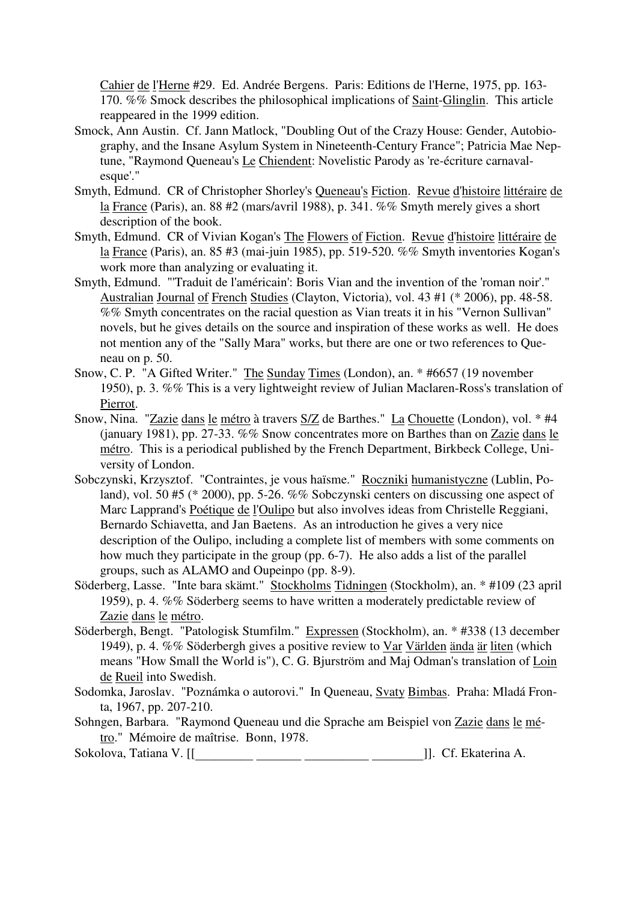Cahier de l'Herne #29. Ed. Andrée Bergens. Paris: Editions de l'Herne, 1975, pp. 163-170. %% Smock describes the philosophical implications of Saint-Glinglin. This article reappeared in the 1999 edition.

Smock, Ann Austin. Cf. Jann Matlock, "Doubling Out of the Crazy House: Gender, Autobiography, and the Insane Asylum System in Nineteenth-Century France"; Patricia Mae Neptune, "Raymond Queneau's Le Chiendent: Novelistic Parody as 're-écriture carnavalesque'."

Smyth, Edmund. CR of Christopher Shorley's Queneau's Fiction. Revue d'histoire littéraire de la France (Paris), an. 88 #2 (mars/avril 1988), p. 341. %% Smyth merely gives a short description of the book.

Smyth, Edmund. CR of Vivian Kogan's The Flowers of Fiction. Revue d'histoire littéraire de la France (Paris), an. 85 #3 (mai-juin 1985), pp. 519-520. %% Smyth inventories Kogan's work more than analyzing or evaluating it.

Smyth, Edmund. "'Traduit de l'américain': Boris Vian and the invention of the 'roman noir'." Australian Journal of French Studies (Clayton, Victoria), vol. 43 #1 (* 2006), pp. 48-58. %% Smyth concentrates on the racial question as Vian treats it in his "Vernon Sullivan" novels, but he gives details on the source and inspiration of these works as well. He does not mention any of the "Sally Mara" works, but there are one or two references to Queneau on p. 50.

Snow, C. P. "A Gifted Writer." The Sunday Times (London), an. * #6657 (19 november 1950), p. 3. %% This is a very lightweight review of Julian Maclaren-Ross's translation of Pierrot.

Snow, Nina. "Zazie dans le métro à travers S/Z de Barthes." La Chouette (London), vol. * #4 (january 1981), pp. 27-33. %% Snow concentrates more on Barthes than on Zazie dans le métro. This is a periodical published by the French Department, Birkbeck College, University of London.

Sobczynski, Krzysztof. "Contraintes, je vous haïsme." Roczniki humanistyczne (Lublin, Poland), vol. 50 #5 (* 2000), pp. 5-26. %% Sobczynski centers on discussing one aspect of Marc Lapprand's Poétique de l'Oulipo but also involves ideas from Christelle Reggiani, Bernardo Schiavetta, and Jan Baetens. As an introduction he gives a very nice description of the Oulipo, including a complete list of members with some comments on how much they participate in the group (pp. 6-7). He also adds a list of the parallel groups, such as ALAMO and Oupeinpo (pp. 8-9).

Söderberg, Lasse. "Inte bara skämt." Stockholms Tidningen (Stockholm), an. * #109 (23 april 1959), p. 4. %% Söderberg seems to have written a moderately predictable review of Zazie dans le métro.

Söderbergh, Bengt. "Patologisk Stumfilm." Expressen (Stockholm), an. * #338 (13 december 1949), p. 4. %% Söderbergh gives a positive review to Var Världen ända är liten (which means "How Small the World is"), C. G. Bjurström and Maj Odman's translation of Loin de Rueil into Swedish.

Sodomka, Jaroslav. "Poznámka o autorovi." In Queneau, Svaty Bimbas. Praha: Mladá Fronta, 1967, pp. 207-210.

Sohngen, Barbara. "Raymond Queneau und die Sprache am Beispiel von Zazie dans le métro." Mémoire de maîtrise. Bonn, 1978.

Sokolova, Tatiana V. [[_________ _______ __________ ________]]. Cf. Ekaterina A.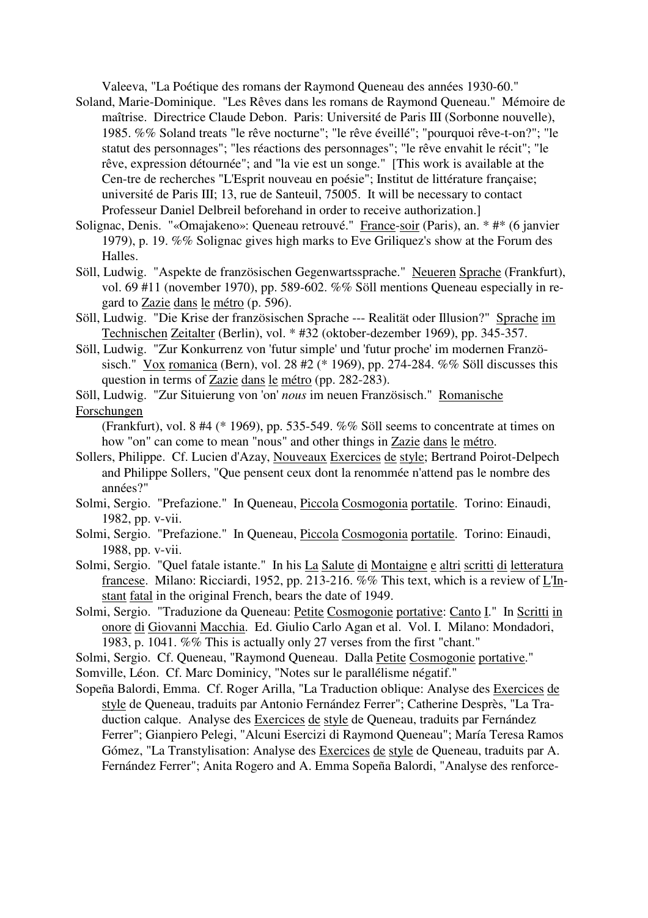Valeeva, "La Poétique des romans der Raymond Queneau des années 1930-60."

Soland, Marie-Dominique. "Les Rêves dans les romans de Raymond Queneau." Mémoire de maîtrise. Directrice Claude Debon. Paris: Université de Paris III (Sorbonne nouvelle), 1985. %% Soland treats "le rêve nocturne"; "le rêve éveillé"; "pourquoi rêve-t-on?"; "le statut des personnages"; "les réactions des personnages"; "le rêve envahit le récit"; "le rêve, expression détournée"; and "la vie est un songe." [This work is available at the Cen-tre de recherches "L'Esprit nouveau en poésie"; Institut de littérature française; université de Paris III; 13, rue de Santeuil, 75005. It will be necessary to contact Professeur Daniel Delbreil beforehand in order to receive authorization.]

Solignac, Denis. "«Omajakeno»: Queneau retrouvé." France-soir (Paris), an. * #* (6 janvier 1979), p. 19. %% Solignac gives high marks to Eve Griliquez's show at the Forum des Halles.

Söll, Ludwig. "Aspekte de französischen Gegenwartssprache." Neueren Sprache (Frankfurt), vol. 69 #11 (november 1970), pp. 589-602. %% Söll mentions Queneau especially in regard to Zazie dans le métro (p. 596).

Söll, Ludwig. "Die Krise der französischen Sprache --- Realität oder Illusion?" Sprache im Technischen Zeitalter (Berlin), vol. * #32 (oktober-dezember 1969), pp. 345-357.

Söll, Ludwig. "Zur Konkurrenz von 'futur simple' und 'futur proche' im modernen Französisch." Vox romanica (Bern), vol. 28 #2 (* 1969), pp. 274-284. %% Söll discusses this question in terms of Zazie dans le métro (pp. 282-283).

Söll, Ludwig. "Zur Situierung von 'on' *nous* im neuen Französisch." Romanische Forschungen (Frankfurt), vol. 8 #4 (* 1969), pp. 535-549. %% Söll seems to concentrate at times on how "on" can come to mean "nous" and other things in Zazie dans le métro.

Sollers, Philippe. Cf. Lucien d'Azay, Nouveaux Exercices de style; Bertrand Poirot-Delpech and Philippe Sollers, "Que pensent ceux dont la renommée n'attend pas le nombre des années?"

Solmi, Sergio. "Prefazione." In Queneau, Piccola Cosmogonia portatile. Torino: Einaudi, 1982, pp. v-vii.

Solmi, Sergio. "Prefazione." In Queneau, Piccola Cosmogonia portatile. Torino: Einaudi, 1988, pp. v-vii.

Solmi, Sergio. "Quel fatale istante." In his La Salute di Montaigne e altri scritti di letteratura francese. Milano: Ricciardi, 1952, pp. 213-216. %% This text, which is a review of L'Instant fatal in the original French, bears the date of 1949.

Solmi, Sergio. "Traduzione da Queneau: Petite Cosmogonie portative: Canto I." In Scritti in onore di Giovanni Macchia. Ed. Giulio Carlo Agan et al. Vol. I. Milano: Mondadori, 1983, p. 1041. %% This is actually only 27 verses from the first "chant."

Solmi, Sergio. Cf. Queneau, "Raymond Queneau. Dalla Petite Cosmogonie portative."

Somville, Léon. Cf. Marc Dominicy, "Notes sur le parallélisme négatif."

Sopeña Balordi, Emma. Cf. Roger Arilla, "La Traduction oblique: Analyse des Exercices de style de Queneau, traduits par Antonio Fernández Ferrer"; Catherine Desprès, "La Traduction calque. Analyse des Exercices de style de Queneau, traduits par Fernández Ferrer"; Gianpiero Pelegi, "Alcuni Esercizi di Raymond Queneau"; María Teresa Ramos Gómez, "La Transtylisation: Analyse des Exercices de style de Queneau, traduits par A. Fernández Ferrer"; Anita Rogero and A. Emma Sopeña Balordi, "Analyse des renforce-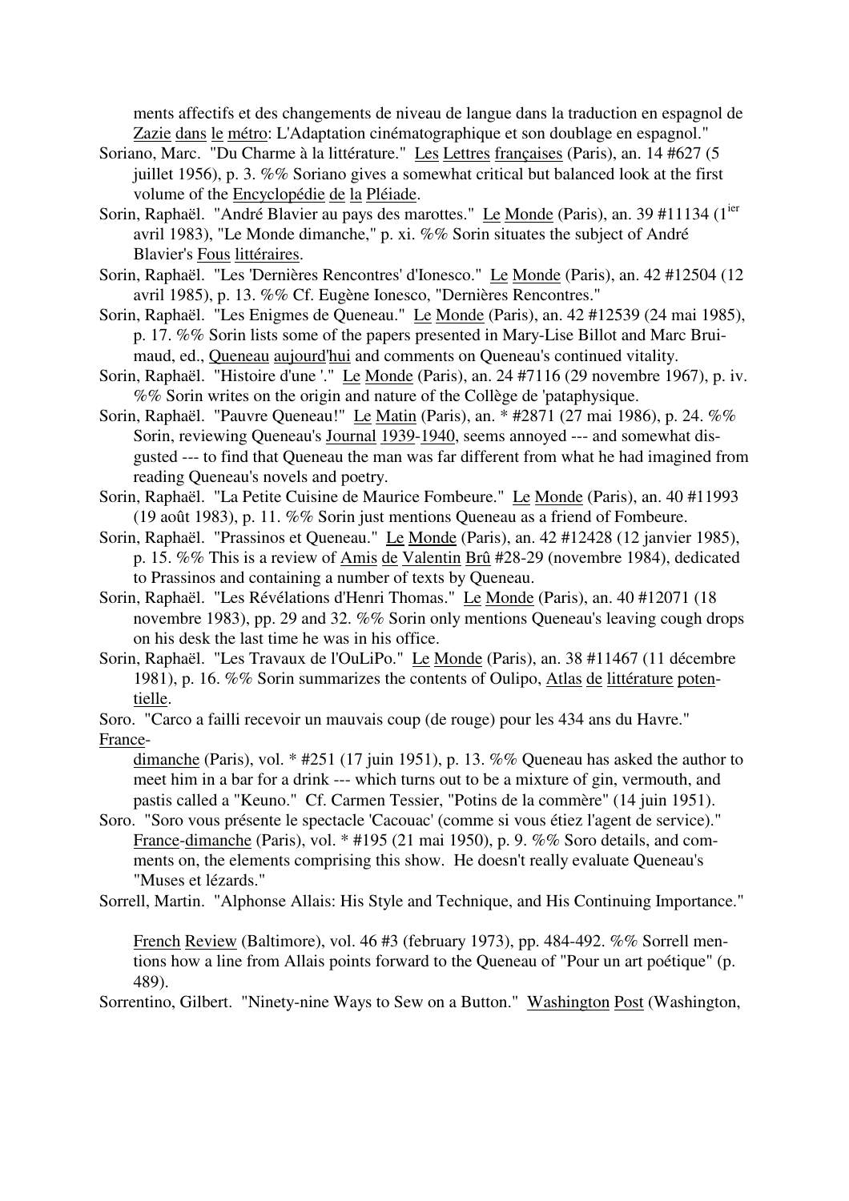ments affectifs et des changements de niveau de langue dans la traduction en espagnol de Zazie dans le métro: L'Adaptation cinématographique et son doublage en espagnol."

Soriano, Marc. "Du Charme à la littérature." Les Lettres françaises (Paris), an. 14 #627 (5 juillet 1956), p. 3. %% Soriano gives a somewhat critical but balanced look at the first volume of the Encyclopédie de la Pléiade.

Sorin, Raphaël. "André Blavier au pays des marottes." Le Monde (Paris), an. 39 #11134 (1[ier] avril 1983), "Le Monde dimanche," p. xi. %% Sorin situates the subject of André Blavier's Fous littéraires.

Sorin, Raphaël. "Les 'Dernières Rencontres' d'Ionesco." Le Monde (Paris), an. 42 #12504 (12 avril 1985), p. 13. %% Cf. Eugène Ionesco, "Dernières Rencontres."

Sorin, Raphaël. "Les Enigmes de Queneau." Le Monde (Paris), an. 42 #12539 (24 mai 1985), p. 17. %% Sorin lists some of the papers presented in Mary-Lise Billot and Marc Bruimaud, ed., Queneau aujourd'hui and comments on Queneau's continued vitality.

Sorin, Raphaël. "Histoire d'une '." Le Monde (Paris), an. 24 #7116 (29 novembre 1967), p. iv. %% Sorin writes on the origin and nature of the Collège de 'pataphysique.

Sorin, Raphaël. "Pauvre Queneau!" Le Matin (Paris), an. * #2871 (27 mai 1986), p. 24. %% Sorin, reviewing Queneau's Journal 1939-1940, seems annoyed --- and somewhat disgusted --- to find that Queneau the man was far different from what he had imagined from reading Queneau's novels and poetry.

Sorin, Raphaël. "La Petite Cuisine de Maurice Fombeure." Le Monde (Paris), an. 40 #11993 (19 août 1983), p. 11. %% Sorin just mentions Queneau as a friend of Fombeure.

Sorin, Raphaël. "Prassinos et Queneau." Le Monde (Paris), an. 42 #12428 (12 janvier 1985), p. 15. %% This is a review of Amis de Valentin Brû #28-29 (novembre 1984), dedicated to Prassinos and containing a number of texts by Queneau.

Sorin, Raphaël. "Les Révélations d'Henri Thomas." Le Monde (Paris), an. 40 #12071 (18 novembre 1983), pp. 29 and 32. %% Sorin only mentions Queneau's leaving cough drops on his desk the last time he was in his office.

Sorin, Raphaël. "Les Travaux de l'OuLiPo." Le Monde (Paris), an. 38 #11467 (11 décembre 1981), p. 16. %% Sorin summarizes the contents of Oulipo, Atlas de littérature potentielle.

Soro. "Carco a failli recevoir un mauvais coup (de rouge) pour les 434 ans du Havre." France-dimanche (Paris), vol. * #251 (17 juin 1951), p. 13. %% Queneau has asked the author to meet him in a bar for a drink --- which turns out to be a mixture of gin, vermouth, and pastis called a "Keuno." Cf. Carmen Tessier, "Potins de la commère" (14 juin 1951).

Soro. "Soro vous présente le spectacle 'Cacouac' (comme si vous étiez l'agent de service)." France-dimanche (Paris), vol. * #195 (21 mai 1950), p. 9. %% Soro details, and comments on, the elements comprising this show. He doesn't really evaluate Queneau's "Muses et lézards."

Sorrell, Martin. "Alphonse Allais: His Style and Technique, and His Continuing Importance." French Review (Baltimore), vol. 46 #3 (february 1973), pp. 484-492. %% Sorrell mentions how a line from Allais points forward to the Queneau of "Pour un art poétique" (p. 489).

Sorrentino, Gilbert. "Ninety-nine Ways to Sew on a Button." Washington Post (Washington,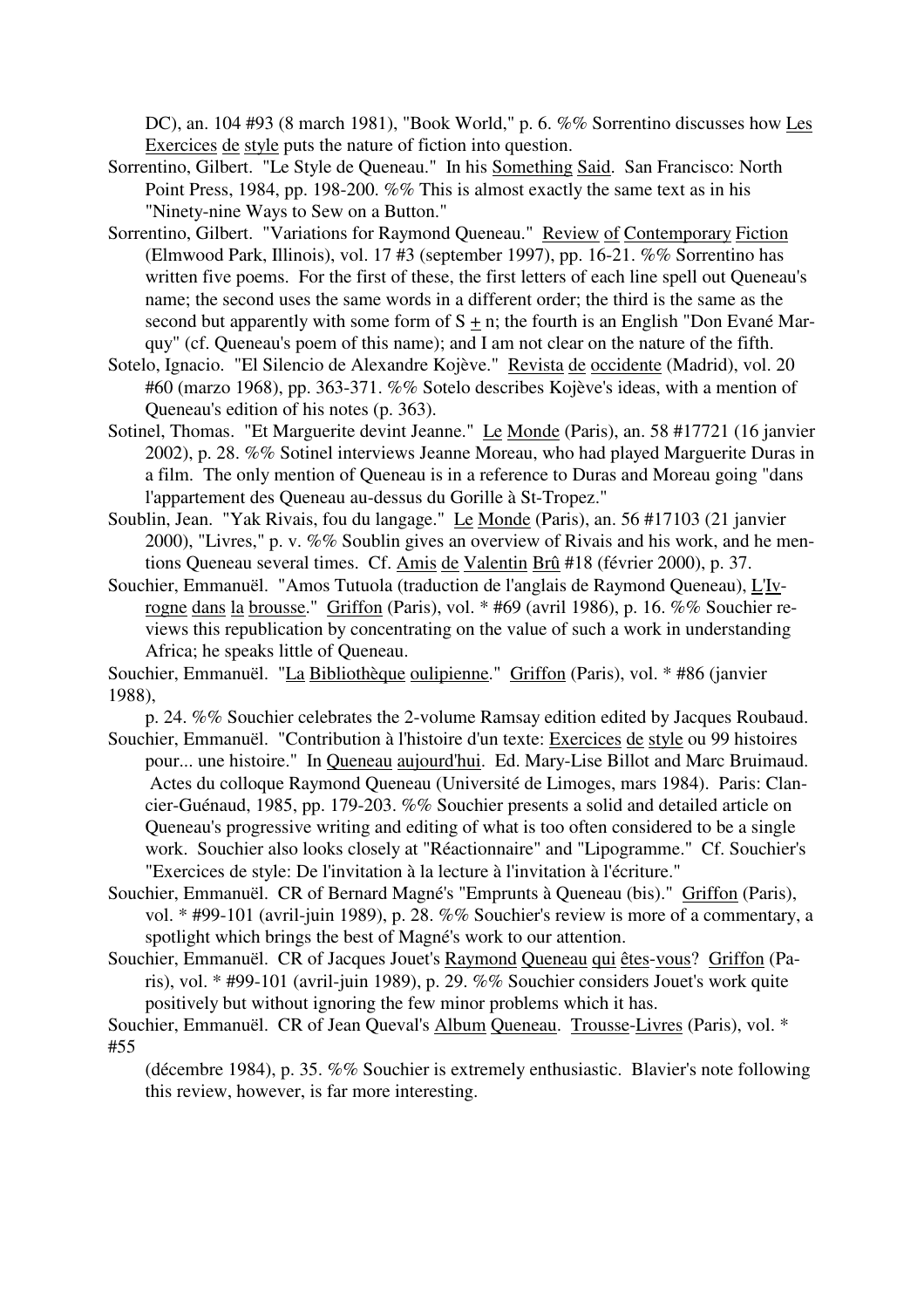DC), an. 104 #93 (8 march 1981), "Book World," p. 6. %% Sorrentino discusses how Les Exercices de style puts the nature of fiction into question.

Sorrentino, Gilbert. "Le Style de Queneau." In his Something Said. San Francisco: North Point Press, 1984, pp. 198-200. %% This is almost exactly the same text as in his "Ninety-nine Ways to Sew on a Button."

Sorrentino, Gilbert. "Variations for Raymond Queneau." Review of Contemporary Fiction (Elmwood Park, Illinois), vol. 17 #3 (september 1997), pp. 16-21. %% Sorrentino has written five poems. For the first of these, the first letters of each line spell out Queneau's name; the second uses the same words in a different order; the third is the same as the second but apparently with some form of S $\pm$ n; the fourth is an English "Don Evané Marquy" (cf. Queneau's poem of this name); and I am not clear on the nature of the fifth.

Sotelo, Ignacio. "El Silencio de Alexandre Kojève." Revista de occidente (Madrid), vol. 20 #60 (marzo 1968), pp. 363-371. %% Sotelo describes Kojève's ideas, with a mention of Queneau's edition of his notes (p. 363).

Sotinel, Thomas. "Et Marguerite devint Jeanne." Le Monde (Paris), an. 58 #17721 (16 janvier 2002), p. 28. %% Sotinel interviews Jeanne Moreau, who had played Marguerite Duras in a film. The only mention of Queneau is in a reference to Duras and Moreau going "dans l'appartement des Queneau au-dessus du Gorille à St-Tropez."

Soublin, Jean. "Yak Rivais, fou du langage." Le Monde (Paris), an. 56 #17103 (21 janvier 2000), "Livres," p. v. %% Soublin gives an overview of Rivais and his work, and he mentions Queneau several times. Cf. Amis de Valentin Brû #18 (février 2000), p. 37.

Souchier, Emmanuël. "Amos Tutuola (traduction de l'anglais de Raymond Queneau), L'Ivrogne dans la brousse." Griffon (Paris), vol. * #69 (avril 1986), p. 16. %% Souchier reviews this republication by concentrating on the value of such a work in understanding Africa; he speaks little of Queneau.

Souchier, Emmanuël. "La Bibliothèque oulipienne." Griffon (Paris), vol. * #86 (janvier 1988), p. 24. %% Souchier celebrates the 2-volume Ramsay edition edited by Jacques Roubaud.

Souchier, Emmanuël. "Contribution à l'histoire d'un texte: Exercices de style ou 99 histoires pour... une histoire." In Queneau aujourd'hui. Ed. Mary-Lise Billot and Marc Bruimaud. Actes du colloque Raymond Queneau (Université de Limoges, mars 1984). Paris: Clancier-Guénaud, 1985, pp. 179-203. %% Souchier presents a solid and detailed article on Queneau's progressive writing and editing of what is too often considered to be a single work. Souchier also looks closely at "Réactionnaire" and "Lipogramme." Cf. Souchier's "Exercices de style: De l'invitation à la lecture à l'invitation à l'écriture."

Souchier, Emmanuël. CR of Bernard Magné's "Emprunts à Queneau (bis)." Griffon (Paris), vol. * #99-101 (avril-juin 1989), p. 28. %% Souchier's review is more of a commentary, a spotlight which brings the best of Magné's work to our attention.

Souchier, Emmanuël. CR of Jacques Jouet's Raymond Queneau qui êtes-vous? Griffon (Paris), vol. * #99-101 (avril-juin 1989), p. 29. %% Souchier considers Jouet's work quite positively but without ignoring the few minor problems which it has.

Souchier, Emmanuël. CR of Jean Queval's Album Queneau. Trousse-Livres (Paris), vol. * #55 (décembre 1984), p. 35. %% Souchier is extremely enthusiastic. Blavier's note following this review, however, is far more interesting.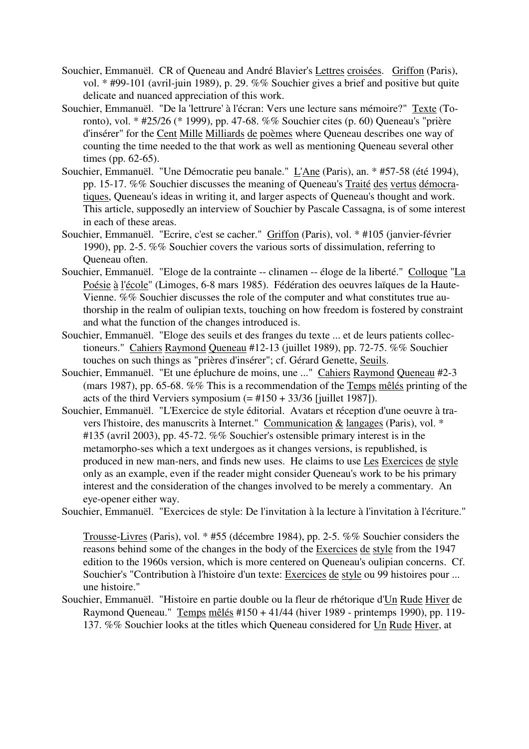Souchier, Emmanuël. CR of Queneau and André Blavier's Lettres croisées. Griffon (Paris), vol. * #99-101 (avril-juin 1989), p. 29. %% Souchier gives a brief and positive but quite delicate and nuanced appreciation of this work.

Souchier, Emmanuël. "De la 'lettrure' à l'écran: Vers une lecture sans mémoire?" Texte (Toronto), vol. * #25/26 (* 1999), pp. 47-68. %% Souchier cites (p. 60) Queneau's "prière d'insérer" for the Cent Mille Milliards de poèmes where Queneau describes one way of counting the time needed to the that work as well as mentioning Queneau several other times (pp. 62-65).

Souchier, Emmanuël. "Une Démocratie peu banale." L'Ane (Paris), an. * #57-58 (été 1994), pp. 15-17. %% Souchier discusses the meaning of Queneau's Traité des vertus démocratiques, Queneau's ideas in writing it, and larger aspects of Queneau's thought and work. This article, supposedly an interview of Souchier by Pascale Cassagna, is of some interest in each of these areas.

Souchier, Emmanuël. "Ecrire, c'est se cacher." Griffon (Paris), vol. * #105 (janvier-février 1990), pp. 2-5. %% Souchier covers the various sorts of dissimulation, referring to Queneau often.

Souchier, Emmanuël. "Eloge de la contrainte -- clinamen -- éloge de la liberté." Colloque "La Poésie à l'école" (Limoges, 6-8 mars 1985). Fédération des oeuvres laïques de la Haute-Vienne. %% Souchier discusses the role of the computer and what constitutes true authorship in the realm of oulipian texts, touching on how freedom is fostered by constraint and what the function of the changes introduced is.

Souchier, Emmanuël. "Eloge des seuils et des franges du texte ... et de leurs patients collectioneurs." Cahiers Raymond Queneau #12-13 (juillet 1989), pp. 72-75. %% Souchier touches on such things as "prières d'insérer"; cf. Gérard Genette, Seuils.

Souchier, Emmanuël. "Et une épluchure de moins, une ..." Cahiers Raymond Queneau #2-3 (mars 1987), pp. 65-68. %% This is a recommendation of the Temps mêlés printing of the acts of the third Verviers symposium (= #150 + 33/36 [juillet 1987]).

Souchier, Emmanuël. "L'Exercice de style éditorial. Avatars et réception d'une oeuvre à travers l'histoire, des manuscrits à Internet." Communication & langages (Paris), vol. * #135 (avril 2003), pp. 45-72. %% Souchier's ostensible primary interest is in the metamorpho-ses which a text undergoes as it changes versions, is republished, is produced in new man-ners, and finds new uses. He claims to use Les Exercices de style only as an example, even if the reader might consider Queneau's work to be his primary interest and the consideration of the changes involved to be merely a commentary. An eye-opener either way.

Souchier, Emmanuël. "Exercices de style: De l'invitation à la lecture à l'invitation à l'écriture."

Trousse-Livres (Paris), vol. * #55 (décembre 1984), pp. 2-5. %% Souchier considers the reasons behind some of the changes in the body of the Exercices de style from the 1947 edition to the 1960s version, which is more centered on Queneau's oulipian concerns. Cf. Souchier's "Contribution à l'histoire d'un texte: Exercices de style ou 99 histoires pour ... une histoire."

Souchier, Emmanuël. "Histoire en partie double ou la fleur de rhétorique d'Un Rude Hiver de Raymond Queneau." Temps mêlés #150 + 41/44 (hiver 1989 - printemps 1990), pp. 119-137. %% Souchier looks at the titles which Queneau considered for Un Rude Hiver, at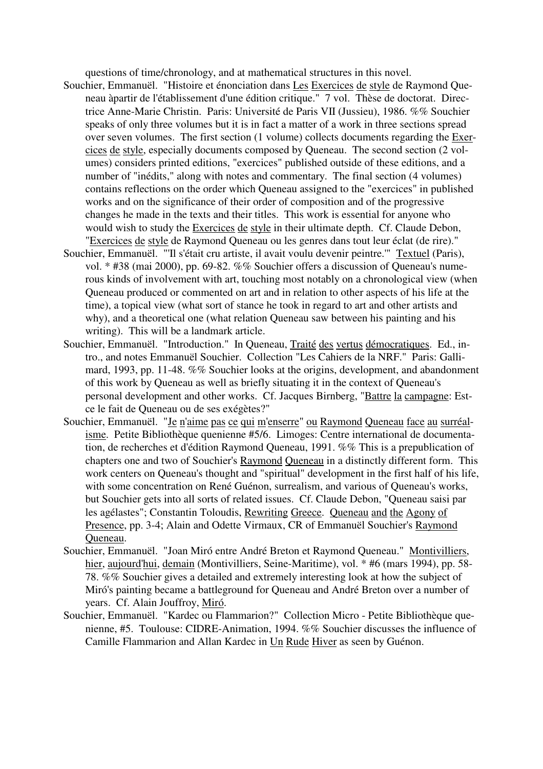questions of time/chronology, and at mathematical structures in this novel.

Souchier, Emmanuël. "Histoire et énonciation dans Les Exercices de style de Raymond Queneau àpartir de l'établissement d'une édition critique." 7 vol. Thèse de doctorat. Directrice Anne-Marie Christin. Paris: Université de Paris VII (Jussieu), 1986. %% Souchier speaks of only three volumes but it is in fact a matter of a work in three sections spread over seven volumes. The first section (1 volume) collects documents regarding the Exercices de style, especially documents composed by Queneau. The second section (2 volumes) considers printed editions, "exercices" published outside of these editions, and a number of "inédits," along with notes and commentary. The final section (4 volumes) contains reflections on the order which Queneau assigned to the "exercices" in published works and on the significance of their order of composition and of the progressive changes he made in the texts and their titles. This work is essential for anyone who would wish to study the Exercices de style in their ultimate depth. Cf. Claude Debon, "Exercices de style de Raymond Queneau ou les genres dans tout leur éclat (de rire)."

Souchier, Emmanuël. "'Il s'était cru artiste, il avait voulu devenir peintre.'" Textuel (Paris), vol. * #38 (mai 2000), pp. 69-82. %% Souchier offers a discussion of Queneau's numerous kinds of involvement with art, touching most notably on a chronological view (when Queneau produced or commented on art and in relation to other aspects of his life at the time), a topical view (what sort of stance he took in regard to art and other artists and why), and a theoretical one (what relation Queneau saw between his painting and his writing). This will be a landmark article.

Souchier, Emmanuël. "Introduction." In Queneau, Traité des vertus démocratiques. Ed., intro., and notes Emmanuël Souchier. Collection "Les Cahiers de la NRF." Paris: Gallimard, 1993, pp. 11-48. %% Souchier looks at the origins, development, and abandonment of this work by Queneau as well as briefly situating it in the context of Queneau's personal development and other works. Cf. Jacques Birnberg, "Battre la campagne: Est-ce le fait de Queneau ou de ses exégètes?"

Souchier, Emmanuël. "Je n'aime pas ce qui m'enserre" ou Raymond Queneau face au surréalisme. Petite Bibliothèque quenienne #5/6. Limoges: Centre international de documentation, de recherches et d'édition Raymond Queneau, 1991. %% This is a prepublication of chapters one and two of Souchier's Raymond Queneau in a distinctly different form. This work centers on Queneau's thought and "spiritual" development in the first half of his life, with some concentration on René Guénon, surrealism, and various of Queneau's works, but Souchier gets into all sorts of related issues. Cf. Claude Debon, "Queneau saisi par les agélastes"; Constantin Toloudis, Rewriting Greece. Queneau and the Agony of Presence, pp. 3-4; Alain and Odette Virmaux, CR of Emmanuël Souchier's Raymond Queneau.

Souchier, Emmanuël. "Joan Miró entre André Breton et Raymond Queneau." Montivilliers, hier, aujourd'hui, demain (Montivilliers, Seine-Maritime), vol. * #6 (mars 1994), pp. 58-78. %% Souchier gives a detailed and extremely interesting look at how the subject of Miró's painting became a battleground for Queneau and André Breton over a number of years. Cf. Alain Jouffroy, Miró.

Souchier, Emmanuël. "Kardec ou Flammarion?" Collection Micro - Petite Bibliothèque quenienne, #5. Toulouse: CIDRE-Animation, 1994. %% Souchier discusses the influence of Camille Flammarion and Allan Kardec in Un Rude Hiver as seen by Guénon.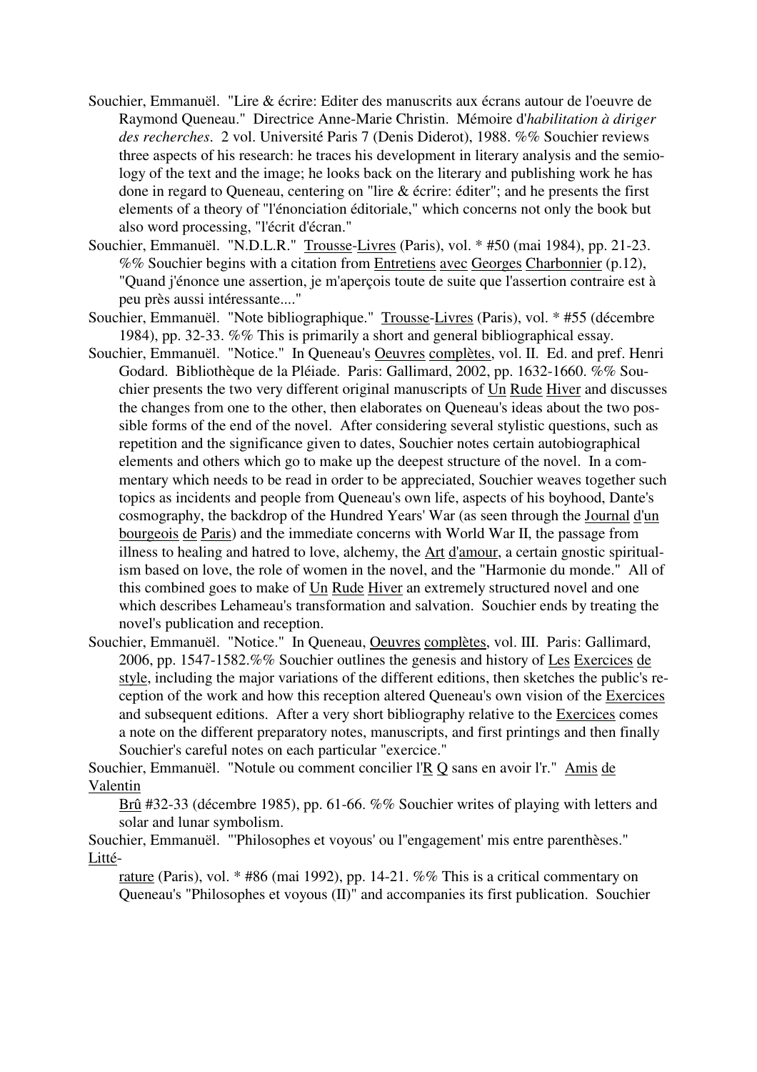Souchier, Emmanuël. "Lire & écrire: Editer des manuscrits aux écrans autour de l'oeuvre de Raymond Queneau." Directrice Anne-Marie Christin. Mémoire d'*habilitation à diriger des recherches*. 2 vol. Université Paris 7 (Denis Diderot), 1988. %% Souchier reviews three aspects of his research: he traces his development in literary analysis and the semiology of the text and the image; he looks back on the literary and publishing work he has done in regard to Queneau, centering on "lire & écrire: éditer"; and he presents the first elements of a theory of "l'énonciation éditoriale," which concerns not only the book but also word processing, "l'écrit d'écran."

Souchier, Emmanuël. "N.D.L.R." Trousse-Livres (Paris), vol. * #50 (mai 1984), pp. 21-23. %% Souchier begins with a citation from Entretiens avec Georges Charbonnier (p.12), "Quand j'énonce une assertion, je m'aperçois toute de suite que l'assertion contraire est à peu près aussi intéressante...."

Souchier, Emmanuël. "Note bibliographique." Trousse-Livres (Paris), vol. * #55 (décembre 1984), pp. 32-33. %% This is primarily a short and general bibliographical essay.

Souchier, Emmanuël. "Notice." In Queneau's Oeuvres complètes, vol. II. Ed. and pref. Henri Godard. Bibliothèque de la Pléiade. Paris: Gallimard, 2002, pp. 1632-1660. %% Souchier presents the two very different original manuscripts of Un Rude Hiver and discusses the changes from one to the other, then elaborates on Queneau's ideas about the two possible forms of the end of the novel. After considering several stylistic questions, such as repetition and the significance given to dates, Souchier notes certain autobiographical elements and others which go to make up the deepest structure of the novel. In a commentary which needs to be read in order to be appreciated, Souchier weaves together such topics as incidents and people from Queneau's own life, aspects of his boyhood, Dante's cosmography, the backdrop of the Hundred Years' War (as seen through the Journal d'un bourgeois de Paris) and the immediate concerns with World War II, the passage from illness to healing and hatred to love, alchemy, the Art d'amour, a certain gnostic spiritualism based on love, the role of women in the novel, and the "Harmonie du monde." All of this combined goes to make of Un Rude Hiver an extremely structured novel and one which describes Lehameau's transformation and salvation. Souchier ends by treating the novel's publication and reception.

Souchier, Emmanuël. "Notice." In Queneau, Oeuvres complètes, vol. III. Paris: Gallimard, 2006, pp. 1547-1582.%% Souchier outlines the genesis and history of Les Exercices de style, including the major variations of the different editions, then sketches the public's reception of the work and how this reception altered Queneau's own vision of the Exercices and subsequent editions. After a very short bibliography relative to the Exercices comes a note on the different preparatory notes, manuscripts, and first printings and then finally Souchier's careful notes on each particular "exercice."

Souchier, Emmanuël. "Notule ou comment concilier l'R Q sans en avoir l'r." Amis de Valentin Brû #32-33 (décembre 1985), pp. 61-66. %% Souchier writes of playing with letters and solar and lunar symbolism.

Souchier, Emmanuël. "'Philosophes et voyous' ou l''engagement' mis entre parenthèses." Littérature (Paris), vol. * #86 (mai 1992), pp. 14-21. %% This is a critical commentary on Queneau's "Philosophes et voyous (II)" and accompanies its first publication. Souchier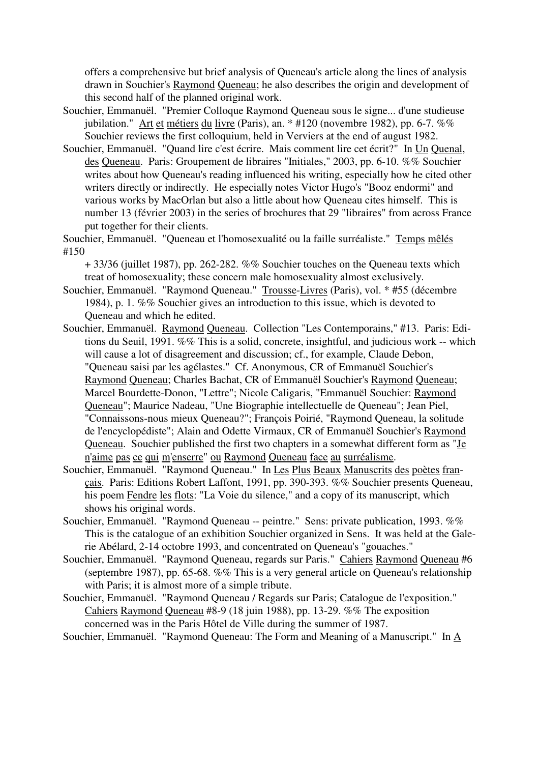offers a comprehensive but brief analysis of Queneau's article along the lines of analysis drawn in Souchier's Raymond Queneau; he also describes the origin and development of this second half of the planned original work.

Souchier, Emmanuël. "Premier Colloque Raymond Queneau sous le signe... d'une studieuse jubilation." Art et métiers du livre (Paris), an. * #120 (novembre 1982), pp. 6-7. %% Souchier reviews the first colloquium, held in Verviers at the end of august 1982.

Souchier, Emmanuël. "Quand lire c'est écrire. Mais comment lire cet écrit?" In Un Quenal, des Queneau. Paris: Groupement de libraires "Initiales," 2003, pp. 6-10. %% Souchier writes about how Queneau's reading influenced his writing, especially how he cited other writers directly or indirectly. He especially notes Victor Hugo's "Booz endormi" and various works by MacOrlan but also a little about how Queneau cites himself. This is number 13 (février 2003) in the series of brochures that 29 "libraires" from across France put together for their clients.

Souchier, Emmanuël. "Queneau et l'homosexualité ou la faille surréaliste." Temps mêlés #150 + 33/36 (juillet 1987), pp. 262-282. %% Souchier touches on the Queneau texts which treat of homosexuality; these concern male homosexuality almost exclusively.

Souchier, Emmanuël. "Raymond Queneau." Trousse-Livres (Paris), vol. * #55 (décembre 1984), p. 1. %% Souchier gives an introduction to this issue, which is devoted to Queneau and which he edited.

Souchier, Emmanuël. Raymond Queneau. Collection "Les Contemporains," #13. Paris: Editions du Seuil, 1991. %% This is a solid, concrete, insightful, and judicious work -- which will cause a lot of disagreement and discussion; cf., for example, Claude Debon, "Queneau saisi par les agélastes." Cf. Anonymous, CR of Emmanuël Souchier's Raymond Queneau; Charles Bachat, CR of Emmanuël Souchier's Raymond Queneau; Marcel Bourdette-Donon, "Lettre"; Nicole Caligaris, "Emmanuël Souchier: Raymond Queneau"; Maurice Nadeau, "Une Biographie intellectuelle de Queneau"; Jean Piel, "Connaissons-nous mieux Queneau?"; François Poirié, "Raymond Queneau, la solitude de l'encyclopédiste"; Alain and Odette Virmaux, CR of Emmanuël Souchier's Raymond Queneau. Souchier published the first two chapters in a somewhat different form as "Je n'aime pas ce qui m'enserre" ou Raymond Queneau face au surréalisme.

Souchier, Emmanuël. "Raymond Queneau." In Les Plus Beaux Manuscrits des poètes français. Paris: Editions Robert Laffont, 1991, pp. 390-393. %% Souchier presents Queneau, his poem Fendre les flots: "La Voie du silence," and a copy of its manuscript, which shows his original words.

Souchier, Emmanuël. "Raymond Queneau -- peintre." Sens: private publication, 1993. %% This is the catalogue of an exhibition Souchier organized in Sens. It was held at the Galerie Abélard, 2-14 octobre 1993, and concentrated on Queneau's "gouaches."

Souchier, Emmanuël. "Raymond Queneau, regards sur Paris." Cahiers Raymond Queneau #6 (septembre 1987), pp. 65-68. %% This is a very general article on Queneau's relationship with Paris; it is almost more of a simple tribute.

Souchier, Emmanuël. "Raymond Queneau / Regards sur Paris; Catalogue de l'exposition." Cahiers Raymond Queneau #8-9 (18 juin 1988), pp. 13-29. %% The exposition concerned was in the Paris Hôtel de Ville during the summer of 1987.

Souchier, Emmanuël. "Raymond Queneau: The Form and Meaning of a Manuscript." In A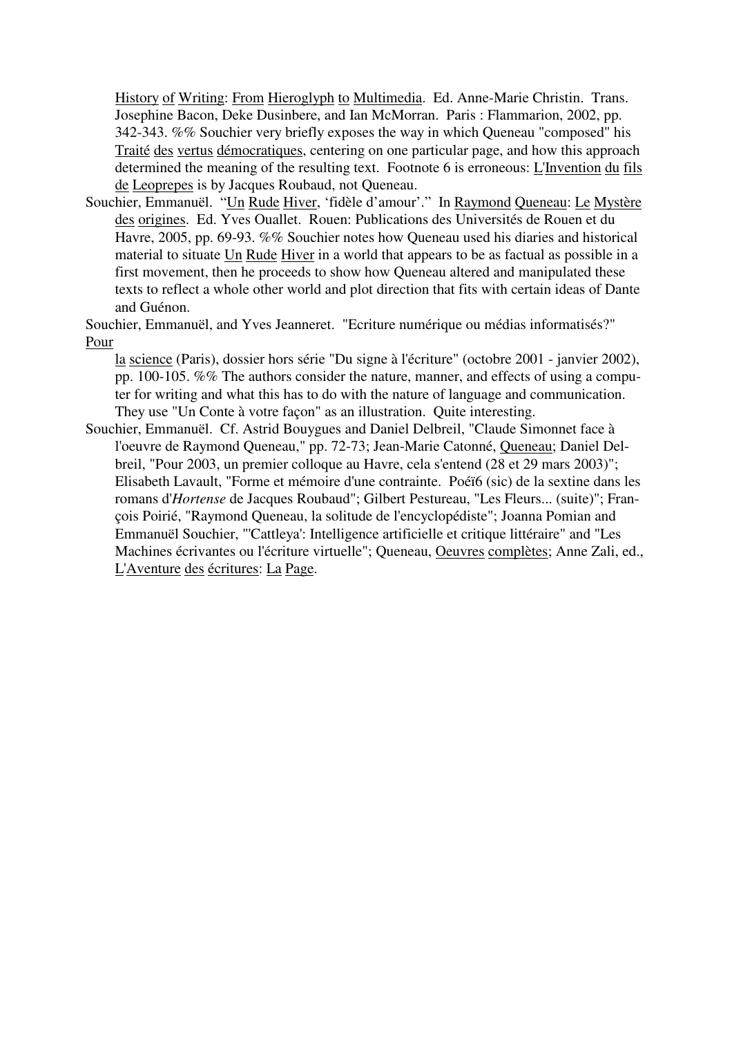History of Writing: From Hieroglyph to Multimedia. Ed. Anne-Marie Christin. Trans. Josephine Bacon, Deke Dusinbere, and Ian McMorran. Paris : Flammarion, 2002, pp. 342-343. %% Souchier very briefly exposes the way in which Queneau "composed" his Traité des vertus démocratiques, centering on one particular page, and how this approach determined the meaning of the resulting text. Footnote 6 is erroneous: L'Invention du fils de Leoprepes is by Jacques Roubaud, not Queneau.

Souchier, Emmanuël. "Un Rude Hiver, 'fidèle d'amour'." In Raymond Queneau: Le Mystère des origines. Ed. Yves Ouallet. Rouen: Publications des Universités de Rouen et du Havre, 2005, pp. 69-93. %% Souchier notes how Queneau used his diaries and historical material to situate Un Rude Hiver in a world that appears to be as factual as possible in a first movement, then he proceeds to show how Queneau altered and manipulated these texts to reflect a whole other world and plot direction that fits with certain ideas of Dante and Guénon.

Souchier, Emmanuël, and Yves Jeanneret. "Ecriture numérique ou médias informatisés?" Pour la science (Paris), dossier hors série "Du signe à l'écriture" (octobre 2001 - janvier 2002), pp. 100-105. %% The authors consider the nature, manner, and effects of using a computer for writing and what this has to do with the nature of language and communication. They use "Un Conte à votre façon" as an illustration. Quite interesting.

Souchier, Emmanuël. Cf. Astrid Bouygues and Daniel Delbreil, "Claude Simonnet face à l'oeuvre de Raymond Queneau," pp. 72-73; Jean-Marie Catonné, Queneau; Daniel Delbreil, "Pour 2003, un premier colloque au Havre, cela s'entend (28 et 29 mars 2003)"; Elisabeth Lavault, "Forme et mémoire d'une contrainte. Poéï6 (sic) de la sextine dans les romans d'*Hortense* de Jacques Roubaud"; Gilbert Pestureau, "Les Fleurs... (suite)"; François Poirié, "Raymond Queneau, la solitude de l'encyclopédiste"; Joanna Pomian and Emmanuël Souchier, "'Cattleya': Intelligence artificielle et critique littéraire" and "Les Machines écrivantes ou l'écriture virtuelle"; Queneau, Oeuvres complètes; Anne Zali, ed., L'Aventure des écritures: La Page.